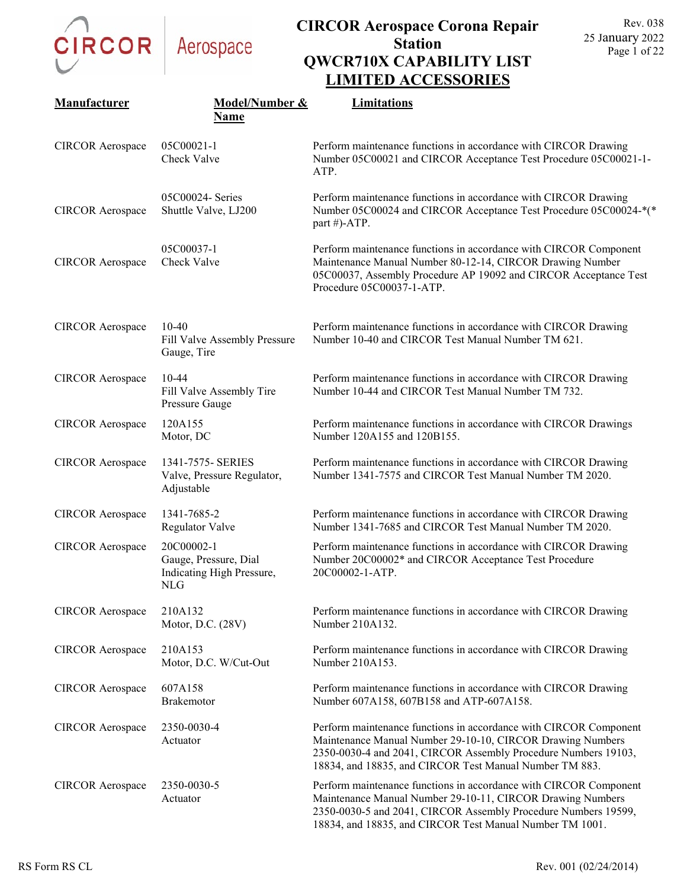# CIRCOR Aerospace Corona Repair Station
# QWCR710X CAPABILITY LIST
## LIMITED ACCESSORIES

Rev. 038
25 January 2022

| Manufacturer | Model/Number & Name | Limitations |
|---|---|---|
| CIRCOR Aerospace | 05C00021-1 Check Valve | Perform maintenance functions in accordance with CIRCOR Drawing Number 05C00021 and CIRCOR Acceptance Test Procedure 05C00021-1-ATP. |
| CIRCOR Aerospace | 05C00024- Series Shuttle Valve, LJ200 | Perform maintenance functions in accordance with CIRCOR Drawing Number 05C00024 and CIRCOR Acceptance Test Procedure 05C00024-*(* part #)-ATP. |
| CIRCOR Aerospace | 05C00037-1 Check Valve | Perform maintenance functions in accordance with CIRCOR Component Maintenance Manual Number 80-12-14, CIRCOR Drawing Number 05C00037, Assembly Procedure AP 19092 and CIRCOR Acceptance Test Procedure 05C00037-1-ATP. |
| CIRCOR Aerospace | 10-40 Fill Valve Assembly Pressure Gauge, Tire | Perform maintenance functions in accordance with CIRCOR Drawing Number 10-40 and CIRCOR Test Manual Number TM 621. |
| CIRCOR Aerospace | 10-44 Fill Valve Assembly Tire Pressure Gauge | Perform maintenance functions in accordance with CIRCOR Drawing Number 10-44 and CIRCOR Test Manual Number TM 732. |
| CIRCOR Aerospace | 120A155 Motor, DC | Perform maintenance functions in accordance with CIRCOR Drawings Number 120A155 and 120B155. |
| CIRCOR Aerospace | 1341-7575- SERIES Valve, Pressure Regulator, Adjustable | Perform maintenance functions in accordance with CIRCOR Drawing Number 1341-7575 and CIRCOR Test Manual Number TM 2020. |
| CIRCOR Aerospace | 1341-7685-2 Regulator Valve | Perform maintenance functions in accordance with CIRCOR Drawing Number 1341-7685 and CIRCOR Test Manual Number TM 2020. |
| CIRCOR Aerospace | 20C00002-1 Gauge, Pressure, Dial Indicating High Pressure, NLG | Perform maintenance functions in accordance with CIRCOR Drawing Number 20C00002* and CIRCOR Acceptance Test Procedure 20C00002-1-ATP. |
| CIRCOR Aerospace | 210A132 Motor, D.C. (28V) | Perform maintenance functions in accordance with CIRCOR Drawing Number 210A132. |
| CIRCOR Aerospace | 210A153 Motor, D.C. W/Cut-Out | Perform maintenance functions in accordance with CIRCOR Drawing Number 210A153. |
| CIRCOR Aerospace | 607A158 Brakemotor | Perform maintenance functions in accordance with CIRCOR Drawing Number 607A158, 607B158 and ATP-607A158. |
| CIRCOR Aerospace | 2350-0030-4 Actuator | Perform maintenance functions in accordance with CIRCOR Component Maintenance Manual Number 29-10-10, CIRCOR Drawing Numbers 2350-0030-4 and 2041, CIRCOR Assembly Procedure Numbers 19103, 18834, and 18835, and CIRCOR Test Manual Number TM 883. |
| CIRCOR Aerospace | 2350-0030-5 Actuator | Perform maintenance functions in accordance with CIRCOR Component Maintenance Manual Number 29-10-11, CIRCOR Drawing Numbers 2350-0030-5 and 2041, CIRCOR Assembly Procedure Numbers 19599, 18834, and 18835, and CIRCOR Test Manual Number TM 1001. |

RS Form RS CL — Rev. 001 (02/24/2014)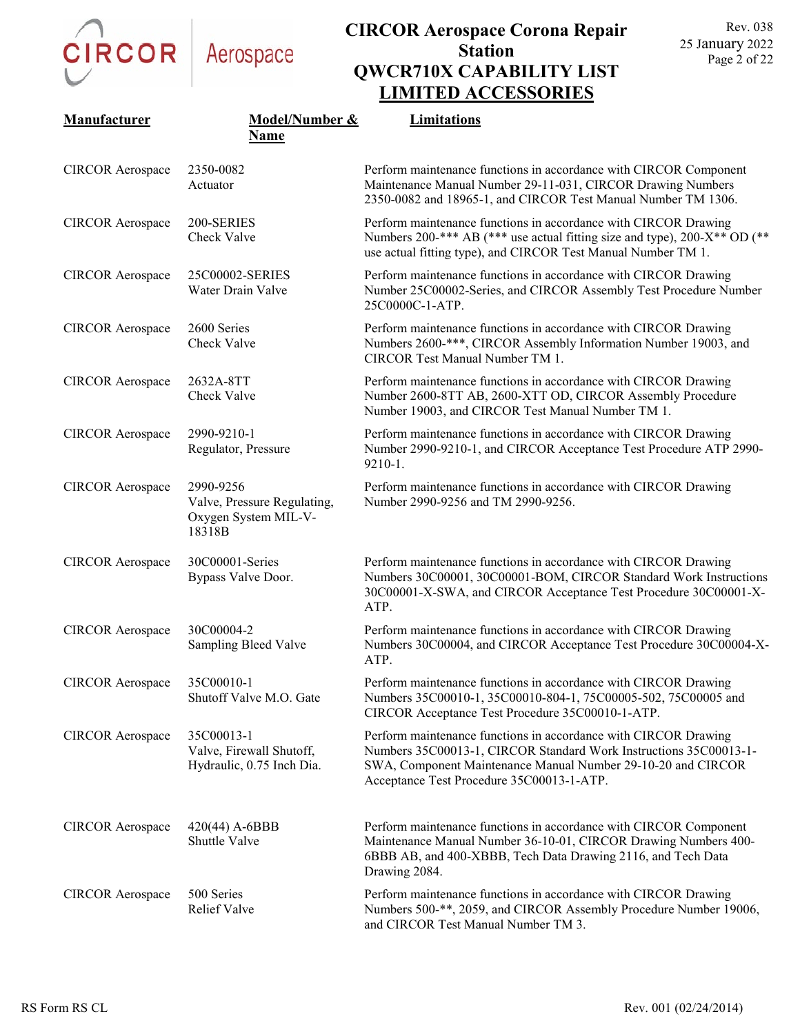# CIRCOR Aerospace Corona Repair Station
# QWCR710X CAPABILITY LIST
## LIMITED ACCESSORIES

| Manufacturer | Model/Number & Name | Limitations |
|---|---|---|
| CIRCOR Aerospace | 2350-0082 Actuator | Perform maintenance functions in accordance with CIRCOR Component Maintenance Manual Number 29-11-031, CIRCOR Drawing Numbers 2350-0082 and 18965-1, and CIRCOR Test Manual Number TM 1306. |
| CIRCOR Aerospace | 200-SERIES Check Valve | Perform maintenance functions in accordance with CIRCOR Drawing Numbers 200-*** AB (*** use actual fitting size and type), 200-X** OD (** use actual fitting type), and CIRCOR Test Manual Number TM 1. |
| CIRCOR Aerospace | 25C00002-SERIES Water Drain Valve | Perform maintenance functions in accordance with CIRCOR Drawing Number 25C00002-Series, and CIRCOR Assembly Test Procedure Number 25C0000C-1-ATP. |
| CIRCOR Aerospace | 2600 Series Check Valve | Perform maintenance functions in accordance with CIRCOR Drawing Numbers 2600-***, CIRCOR Assembly Information Number 19003, and CIRCOR Test Manual Number TM 1. |
| CIRCOR Aerospace | 2632A-8TT Check Valve | Perform maintenance functions in accordance with CIRCOR Drawing Number 2600-8TT AB, 2600-XTT OD, CIRCOR Assembly Procedure Number 19003, and CIRCOR Test Manual Number TM 1. |
| CIRCOR Aerospace | 2990-9210-1 Regulator, Pressure | Perform maintenance functions in accordance with CIRCOR Drawing Number 2990-9210-1, and CIRCOR Acceptance Test Procedure ATP 2990-9210-1. |
| CIRCOR Aerospace | 2990-9256 Valve, Pressure Regulating, Oxygen System MIL-V-18318B | Perform maintenance functions in accordance with CIRCOR Drawing Number 2990-9256 and TM 2990-9256. |
| CIRCOR Aerospace | 30C00001-Series Bypass Valve Door. | Perform maintenance functions in accordance with CIRCOR Drawing Numbers 30C00001, 30C00001-BOM, CIRCOR Standard Work Instructions 30C00001-X-SWA, and CIRCOR Acceptance Test Procedure 30C00001-X-ATP. |
| CIRCOR Aerospace | 30C00004-2 Sampling Bleed Valve | Perform maintenance functions in accordance with CIRCOR Drawing Numbers 30C00004, and CIRCOR Acceptance Test Procedure 30C00004-X-ATP. |
| CIRCOR Aerospace | 35C00010-1 Shutoff Valve M.O. Gate | Perform maintenance functions in accordance with CIRCOR Drawing Numbers 35C00010-1, 35C00010-804-1, 75C00005-502, 75C00005 and CIRCOR Acceptance Test Procedure 35C00010-1-ATP. |
| CIRCOR Aerospace | 35C00013-1 Valve, Firewall Shutoff, Hydraulic, 0.75 Inch Dia. | Perform maintenance functions in accordance with CIRCOR Drawing Numbers 35C00013-1, CIRCOR Standard Work Instructions 35C00013-1-SWA, Component Maintenance Manual Number 29-10-20 and CIRCOR Acceptance Test Procedure 35C00013-1-ATP. |
| CIRCOR Aerospace | 420(44) A-6BBB Shuttle Valve | Perform maintenance functions in accordance with CIRCOR Component Maintenance Manual Number 36-10-01, CIRCOR Drawing Numbers 400-6BBB AB, and 400-XBBB, Tech Data Drawing 2116, and Tech Data Drawing 2084. |
| CIRCOR Aerospace | 500 Series Relief Valve | Perform maintenance functions in accordance with CIRCOR Drawing Numbers 500-**, 2059, and CIRCOR Assembly Procedure Number 19006, and CIRCOR Test Manual Number TM 3. |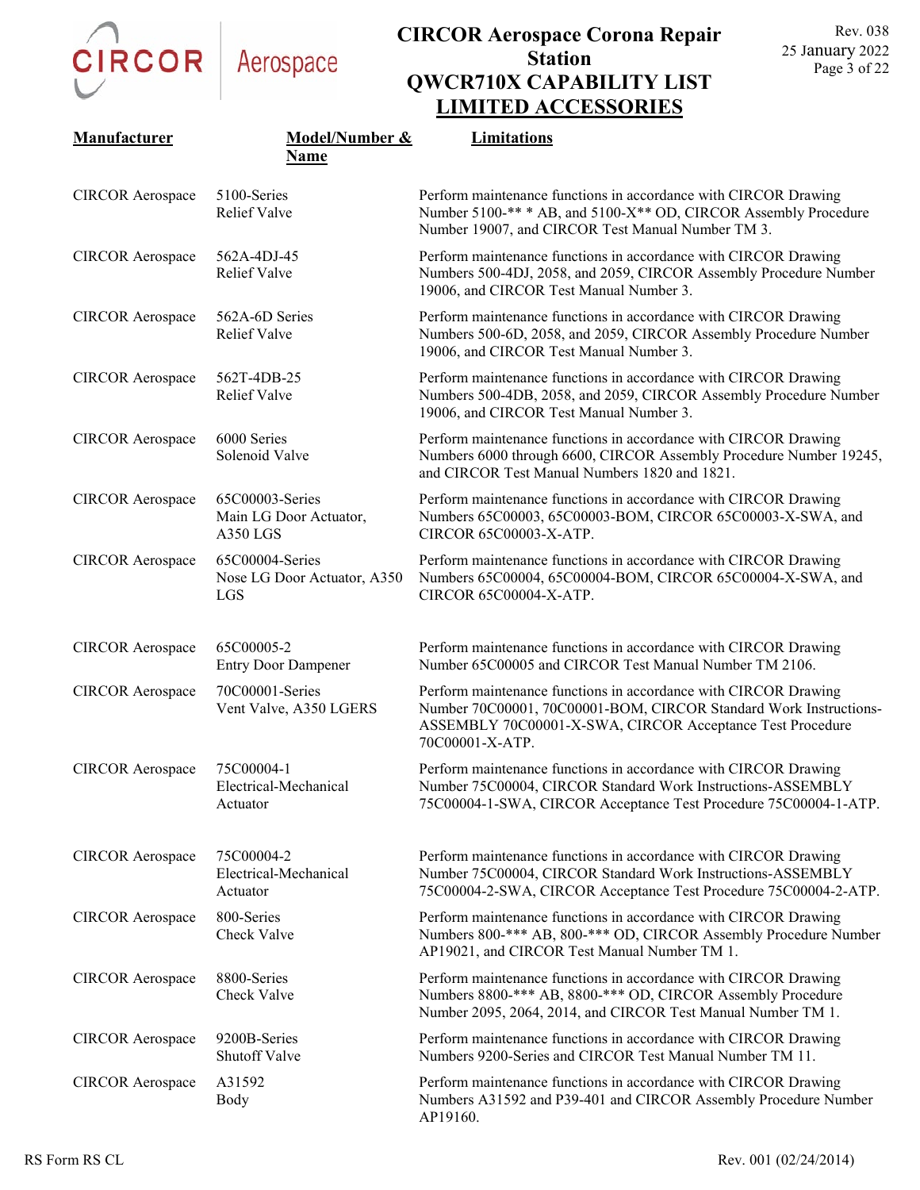# CIRCOR Aerospace Corona Repair Station
# QWCR710X CAPABILITY LIST
## LIMITED ACCESSORIES

| Manufacturer | Model/Number & Name | Limitations |
| --- | --- | --- |
| CIRCOR Aerospace | 5100-Series Relief Valve | Perform maintenance functions in accordance with CIRCOR Drawing Number 5100-** * AB, and 5100-X** OD, CIRCOR Assembly Procedure Number 19007, and CIRCOR Test Manual Number TM 3. |
| CIRCOR Aerospace | 562A-4DJ-45 Relief Valve | Perform maintenance functions in accordance with CIRCOR Drawing Numbers 500-4DJ, 2058, and 2059, CIRCOR Assembly Procedure Number 19006, and CIRCOR Test Manual Number 3. |
| CIRCOR Aerospace | 562A-6D Series Relief Valve | Perform maintenance functions in accordance with CIRCOR Drawing Numbers 500-6D, 2058, and 2059, CIRCOR Assembly Procedure Number 19006, and CIRCOR Test Manual Number 3. |
| CIRCOR Aerospace | 562T-4DB-25 Relief Valve | Perform maintenance functions in accordance with CIRCOR Drawing Numbers 500-4DB, 2058, and 2059, CIRCOR Assembly Procedure Number 19006, and CIRCOR Test Manual Number 3. |
| CIRCOR Aerospace | 6000 Series Solenoid Valve | Perform maintenance functions in accordance with CIRCOR Drawing Numbers 6000 through 6600, CIRCOR Assembly Procedure Number 19245, and CIRCOR Test Manual Numbers 1820 and 1821. |
| CIRCOR Aerospace | 65C00003-Series Main LG Door Actuator, A350 LGS | Perform maintenance functions in accordance with CIRCOR Drawing Numbers 65C00003, 65C00003-BOM, CIRCOR 65C00003-X-SWA, and CIRCOR 65C00003-X-ATP. |
| CIRCOR Aerospace | 65C00004-Series Nose LG Door Actuator, A350 LGS | Perform maintenance functions in accordance with CIRCOR Drawing Numbers 65C00004, 65C00004-BOM, CIRCOR 65C00004-X-SWA, and CIRCOR 65C00004-X-ATP. |
| CIRCOR Aerospace | 65C00005-2 Entry Door Dampener | Perform maintenance functions in accordance with CIRCOR Drawing Number 65C00005 and CIRCOR Test Manual Number TM 2106. |
| CIRCOR Aerospace | 70C00001-Series Vent Valve, A350 LGERS | Perform maintenance functions in accordance with CIRCOR Drawing Number 70C00001, 70C00001-BOM, CIRCOR Standard Work Instructions-ASSEMBLY 70C00001-X-SWA, CIRCOR Acceptance Test Procedure 70C00001-X-ATP. |
| CIRCOR Aerospace | 75C00004-1 Electrical-Mechanical Actuator | Perform maintenance functions in accordance with CIRCOR Drawing Number 75C00004, CIRCOR Standard Work Instructions-ASSEMBLY 75C00004-1-SWA, CIRCOR Acceptance Test Procedure 75C00004-1-ATP. |
| CIRCOR Aerospace | 75C00004-2 Electrical-Mechanical Actuator | Perform maintenance functions in accordance with CIRCOR Drawing Number 75C00004, CIRCOR Standard Work Instructions-ASSEMBLY 75C00004-2-SWA, CIRCOR Acceptance Test Procedure 75C00004-2-ATP. |
| CIRCOR Aerospace | 800-Series Check Valve | Perform maintenance functions in accordance with CIRCOR Drawing Numbers 800-*** AB, 800-*** OD, CIRCOR Assembly Procedure Number AP19021, and CIRCOR Test Manual Number TM 1. |
| CIRCOR Aerospace | 8800-Series Check Valve | Perform maintenance functions in accordance with CIRCOR Drawing Numbers 8800-*** AB, 8800-*** OD, CIRCOR Assembly Procedure Number 2095, 2064, 2014, and CIRCOR Test Manual Number TM 1. |
| CIRCOR Aerospace | 9200B-Series Shutoff Valve | Perform maintenance functions in accordance with CIRCOR Drawing Numbers 9200-Series and CIRCOR Test Manual Number TM 11. |
| CIRCOR Aerospace | A31592 Body | Perform maintenance functions in accordance with CIRCOR Drawing Numbers A31592 and P39-401 and CIRCOR Assembly Procedure Number AP19160. |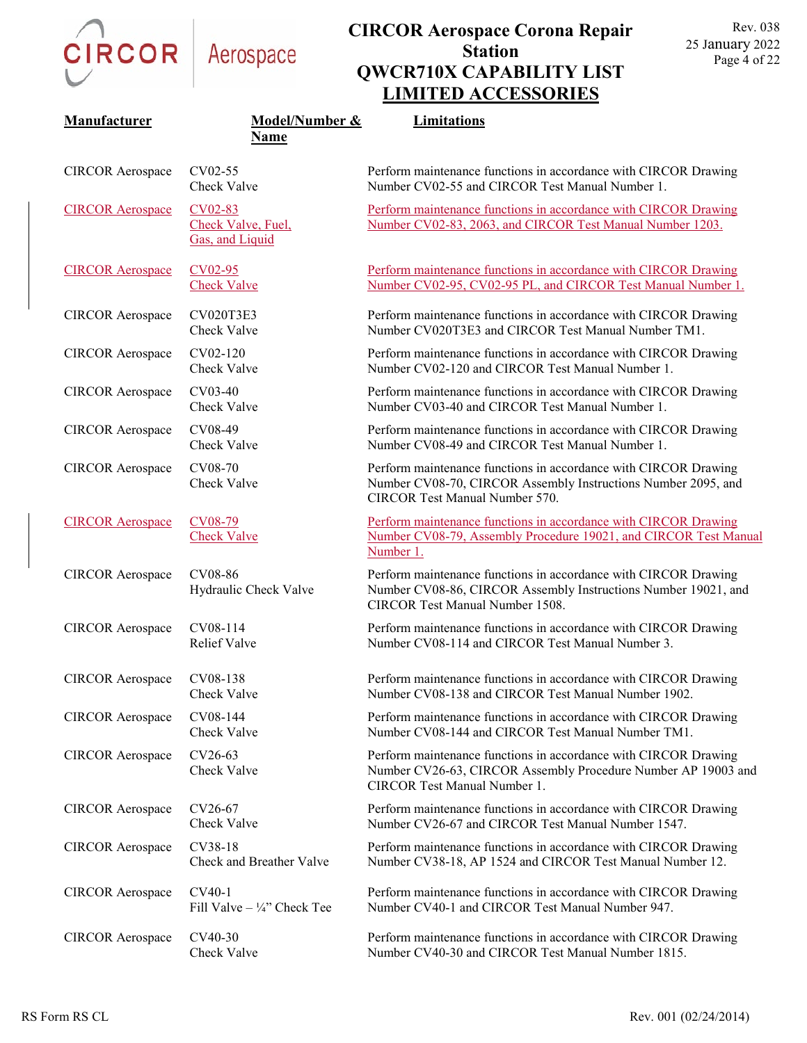# CIRCOR Aerospace Corona Repair Station
## QWCR710X CAPABILITY LIST
## LIMITED ACCESSORIES

| Manufacturer | Model/Number & Name | Limitations |
|---|---|---|
| CIRCOR Aerospace | CV02-55 Check Valve | Perform maintenance functions in accordance with CIRCOR Drawing Number CV02-55 and CIRCOR Test Manual Number 1. |
| CIRCOR Aerospace | CV02-83 Check Valve, Fuel, Gas, and Liquid | Perform maintenance functions in accordance with CIRCOR Drawing Number CV02-83, 2063, and CIRCOR Test Manual Number 1203. |
| CIRCOR Aerospace | CV02-95 Check Valve | Perform maintenance functions in accordance with CIRCOR Drawing Number CV02-95, CV02-95 PL, and CIRCOR Test Manual Number 1. |
| CIRCOR Aerospace | CV020T3E3 Check Valve | Perform maintenance functions in accordance with CIRCOR Drawing Number CV020T3E3 and CIRCOR Test Manual Number TM1. |
| CIRCOR Aerospace | CV02-120 Check Valve | Perform maintenance functions in accordance with CIRCOR Drawing Number CV02-120 and CIRCOR Test Manual Number 1. |
| CIRCOR Aerospace | CV03-40 Check Valve | Perform maintenance functions in accordance with CIRCOR Drawing Number CV03-40 and CIRCOR Test Manual Number 1. |
| CIRCOR Aerospace | CV08-49 Check Valve | Perform maintenance functions in accordance with CIRCOR Drawing Number CV08-49 and CIRCOR Test Manual Number 1. |
| CIRCOR Aerospace | CV08-70 Check Valve | Perform maintenance functions in accordance with CIRCOR Drawing Number CV08-70, CIRCOR Assembly Instructions Number 2095, and CIRCOR Test Manual Number 570. |
| CIRCOR Aerospace | CV08-79 Check Valve | Perform maintenance functions in accordance with CIRCOR Drawing Number CV08-79, Assembly Procedure 19021, and CIRCOR Test Manual Number 1. |
| CIRCOR Aerospace | CV08-86 Hydraulic Check Valve | Perform maintenance functions in accordance with CIRCOR Drawing Number CV08-86, CIRCOR Assembly Instructions Number 19021, and CIRCOR Test Manual Number 1508. |
| CIRCOR Aerospace | CV08-114 Relief Valve | Perform maintenance functions in accordance with CIRCOR Drawing Number CV08-114 and CIRCOR Test Manual Number 3. |
| CIRCOR Aerospace | CV08-138 Check Valve | Perform maintenance functions in accordance with CIRCOR Drawing Number CV08-138 and CIRCOR Test Manual Number 1902. |
| CIRCOR Aerospace | CV08-144 Check Valve | Perform maintenance functions in accordance with CIRCOR Drawing Number CV08-144 and CIRCOR Test Manual Number TM1. |
| CIRCOR Aerospace | CV26-63 Check Valve | Perform maintenance functions in accordance with CIRCOR Drawing Number CV26-63, CIRCOR Assembly Procedure Number AP 19003 and CIRCOR Test Manual Number 1. |
| CIRCOR Aerospace | CV26-67 Check Valve | Perform maintenance functions in accordance with CIRCOR Drawing Number CV26-67 and CIRCOR Test Manual Number 1547. |
| CIRCOR Aerospace | CV38-18 Check and Breather Valve | Perform maintenance functions in accordance with CIRCOR Drawing Number CV38-18, AP 1524 and CIRCOR Test Manual Number 12. |
| CIRCOR Aerospace | CV40-1 Fill Valve – ¼" Check Tee | Perform maintenance functions in accordance with CIRCOR Drawing Number CV40-1 and CIRCOR Test Manual Number 947. |
| CIRCOR Aerospace | CV40-30 Check Valve | Perform maintenance functions in accordance with CIRCOR Drawing Number CV40-30 and CIRCOR Test Manual Number 1815. |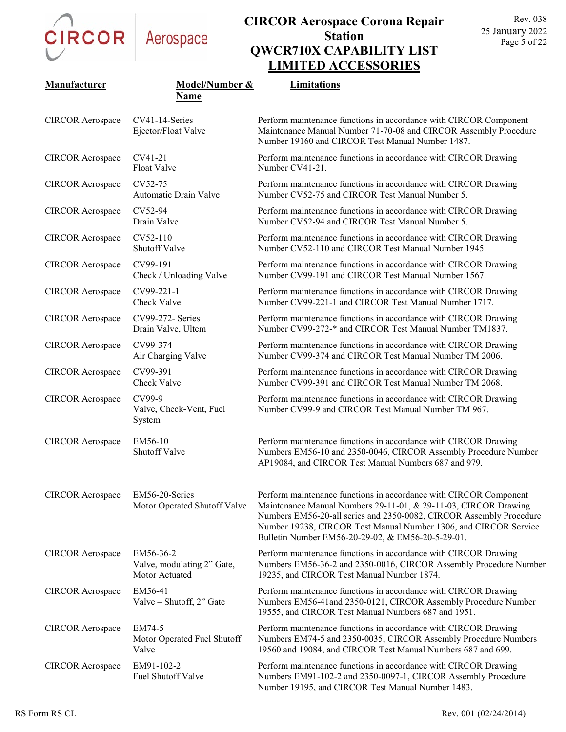# CIRCOR Aerospace Corona Repair Station

## QWCR710X CAPABILITY LIST

## LIMITED ACCESSORIES

| Manufacturer | Model/Number & Name | Limitations |
|---|---|---|
| CIRCOR Aerospace | CV41-14-Series Ejector/Float Valve | Perform maintenance functions in accordance with CIRCOR Component Maintenance Manual Number 71-70-08 and CIRCOR Assembly Procedure Number 19160 and CIRCOR Test Manual Number 1487. |
| CIRCOR Aerospace | CV41-21 Float Valve | Perform maintenance functions in accordance with CIRCOR Drawing Number CV41-21. |
| CIRCOR Aerospace | CV52-75 Automatic Drain Valve | Perform maintenance functions in accordance with CIRCOR Drawing Number CV52-75 and CIRCOR Test Manual Number 5. |
| CIRCOR Aerospace | CV52-94 Drain Valve | Perform maintenance functions in accordance with CIRCOR Drawing Number CV52-94 and CIRCOR Test Manual Number 5. |
| CIRCOR Aerospace | CV52-110 Shutoff Valve | Perform maintenance functions in accordance with CIRCOR Drawing Number CV52-110 and CIRCOR Test Manual Number 1945. |
| CIRCOR Aerospace | CV99-191 Check / Unloading Valve | Perform maintenance functions in accordance with CIRCOR Drawing Number CV99-191 and CIRCOR Test Manual Number 1567. |
| CIRCOR Aerospace | CV99-221-1 Check Valve | Perform maintenance functions in accordance with CIRCOR Drawing Number CV99-221-1 and CIRCOR Test Manual Number 1717. |
| CIRCOR Aerospace | CV99-272- Series Drain Valve, Ultem | Perform maintenance functions in accordance with CIRCOR Drawing Number CV99-272-* and CIRCOR Test Manual Number TM1837. |
| CIRCOR Aerospace | CV99-374 Air Charging Valve | Perform maintenance functions in accordance with CIRCOR Drawing Number CV99-374 and CIRCOR Test Manual Number TM 2006. |
| CIRCOR Aerospace | CV99-391 Check Valve | Perform maintenance functions in accordance with CIRCOR Drawing Number CV99-391 and CIRCOR Test Manual Number TM 2068. |
| CIRCOR Aerospace | CV99-9 Valve, Check-Vent, Fuel System | Perform maintenance functions in accordance with CIRCOR Drawing Number CV99-9 and CIRCOR Test Manual Number TM 967. |
| CIRCOR Aerospace | EM56-10 Shutoff Valve | Perform maintenance functions in accordance with CIRCOR Drawing Numbers EM56-10 and 2350-0046, CIRCOR Assembly Procedure Number AP19084, and CIRCOR Test Manual Numbers 687 and 979. |
| CIRCOR Aerospace | EM56-20-Series Motor Operated Shutoff Valve | Perform maintenance functions in accordance with CIRCOR Component Maintenance Manual Numbers 29-11-01, & 29-11-03, CIRCOR Drawing Numbers EM56-20-all series and 2350-0082, CIRCOR Assembly Procedure Number 19238, CIRCOR Test Manual Number 1306, and CIRCOR Service Bulletin Number EM56-20-29-02, & EM56-20-5-29-01. |
| CIRCOR Aerospace | EM56-36-2 Valve, modulating 2" Gate, Motor Actuated | Perform maintenance functions in accordance with CIRCOR Drawing Numbers EM56-36-2 and 2350-0016, CIRCOR Assembly Procedure Number 19235, and CIRCOR Test Manual Number 1874. |
| CIRCOR Aerospace | EM56-41 Valve – Shutoff, 2" Gate | Perform maintenance functions in accordance with CIRCOR Drawing Numbers EM56-41and 2350-0121, CIRCOR Assembly Procedure Number 19555, and CIRCOR Test Manual Numbers 687 and 1951. |
| CIRCOR Aerospace | EM74-5 Motor Operated Fuel Shutoff Valve | Perform maintenance functions in accordance with CIRCOR Drawing Numbers EM74-5 and 2350-0035, CIRCOR Assembly Procedure Numbers 19560 and 19084, and CIRCOR Test Manual Numbers 687 and 699. |
| CIRCOR Aerospace | EM91-102-2 Fuel Shutoff Valve | Perform maintenance functions in accordance with CIRCOR Drawing Numbers EM91-102-2 and 2350-0097-1, CIRCOR Assembly Procedure Number 19195, and CIRCOR Test Manual Number 1483. |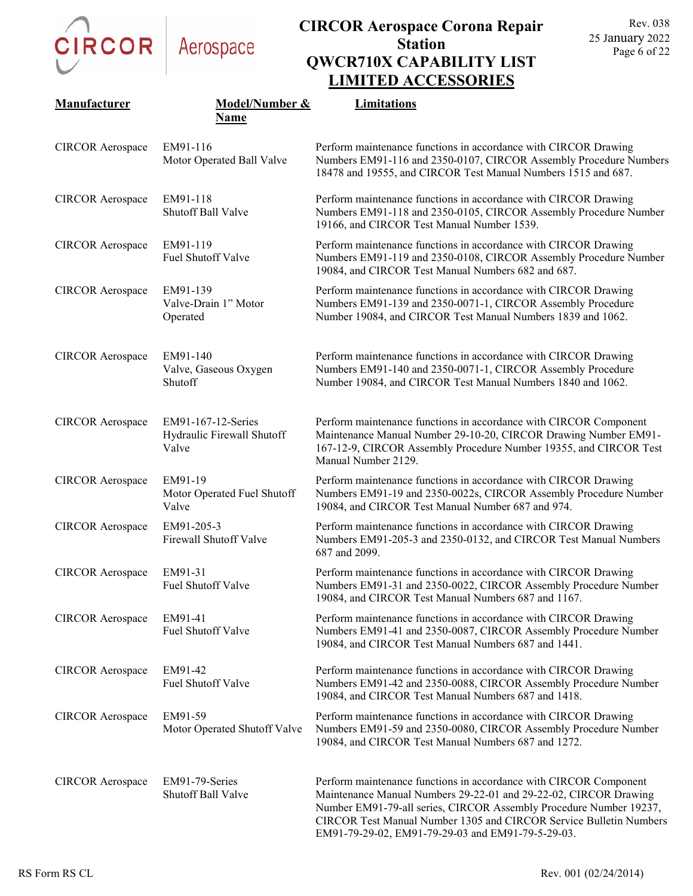# CIRCOR Aerospace Corona Repair Station
# QWCR710X CAPABILITY LIST
## LIMITED ACCESSORIES

| Manufacturer | Model/Number & Name | Limitations |
|---|---|---|
| CIRCOR Aerospace | EM91-116<br>Motor Operated Ball Valve | Perform maintenance functions in accordance with CIRCOR Drawing Numbers EM91-116 and 2350-0107, CIRCOR Assembly Procedure Numbers 18478 and 19555, and CIRCOR Test Manual Numbers 1515 and 687. |
| CIRCOR Aerospace | EM91-118<br>Shutoff Ball Valve | Perform maintenance functions in accordance with CIRCOR Drawing Numbers EM91-118 and 2350-0105, CIRCOR Assembly Procedure Number 19166, and CIRCOR Test Manual Number 1539. |
| CIRCOR Aerospace | EM91-119<br>Fuel Shutoff Valve | Perform maintenance functions in accordance with CIRCOR Drawing Numbers EM91-119 and 2350-0108, CIRCOR Assembly Procedure Number 19084, and CIRCOR Test Manual Numbers 682 and 687. |
| CIRCOR Aerospace | EM91-139<br>Valve-Drain 1" Motor Operated | Perform maintenance functions in accordance with CIRCOR Drawing Numbers EM91-139 and 2350-0071-1, CIRCOR Assembly Procedure Number 19084, and CIRCOR Test Manual Numbers 1839 and 1062. |
| CIRCOR Aerospace | EM91-140<br>Valve, Gaseous Oxygen Shutoff | Perform maintenance functions in accordance with CIRCOR Drawing Numbers EM91-140 and 2350-0071-1, CIRCOR Assembly Procedure Number 19084, and CIRCOR Test Manual Numbers 1840 and 1062. |
| CIRCOR Aerospace | EM91-167-12-Series<br>Hydraulic Firewall Shutoff Valve | Perform maintenance functions in accordance with CIRCOR Component Maintenance Manual Number 29-10-20, CIRCOR Drawing Number EM91-167-12-9, CIRCOR Assembly Procedure Number 19355, and CIRCOR Test Manual Number 2129. |
| CIRCOR Aerospace | EM91-19<br>Motor Operated Fuel Shutoff Valve | Perform maintenance functions in accordance with CIRCOR Drawing Numbers EM91-19 and 2350-0022s, CIRCOR Assembly Procedure Number 19084, and CIRCOR Test Manual Number 687 and 974. |
| CIRCOR Aerospace | EM91-205-3<br>Firewall Shutoff Valve | Perform maintenance functions in accordance with CIRCOR Drawing Numbers EM91-205-3 and 2350-0132, and CIRCOR Test Manual Numbers 687 and 2099. |
| CIRCOR Aerospace | EM91-31<br>Fuel Shutoff Valve | Perform maintenance functions in accordance with CIRCOR Drawing Numbers EM91-31 and 2350-0022, CIRCOR Assembly Procedure Number 19084, and CIRCOR Test Manual Numbers 687 and 1167. |
| CIRCOR Aerospace | EM91-41<br>Fuel Shutoff Valve | Perform maintenance functions in accordance with CIRCOR Drawing Numbers EM91-41 and 2350-0087, CIRCOR Assembly Procedure Number 19084, and CIRCOR Test Manual Numbers 687 and 1441. |
| CIRCOR Aerospace | EM91-42<br>Fuel Shutoff Valve | Perform maintenance functions in accordance with CIRCOR Drawing Numbers EM91-42 and 2350-0088, CIRCOR Assembly Procedure Number 19084, and CIRCOR Test Manual Numbers 687 and 1418. |
| CIRCOR Aerospace | EM91-59<br>Motor Operated Shutoff Valve | Perform maintenance functions in accordance with CIRCOR Drawing Numbers EM91-59 and 2350-0080, CIRCOR Assembly Procedure Number 19084, and CIRCOR Test Manual Numbers 687 and 1272. |
| CIRCOR Aerospace | EM91-79-Series<br>Shutoff Ball Valve | Perform maintenance functions in accordance with CIRCOR Component Maintenance Manual Numbers 29-22-01 and 29-22-02, CIRCOR Drawing Number EM91-79-all series, CIRCOR Assembly Procedure Number 19237, CIRCOR Test Manual Number 1305 and CIRCOR Service Bulletin Numbers EM91-79-29-02, EM91-79-29-03 and EM91-79-5-29-03. |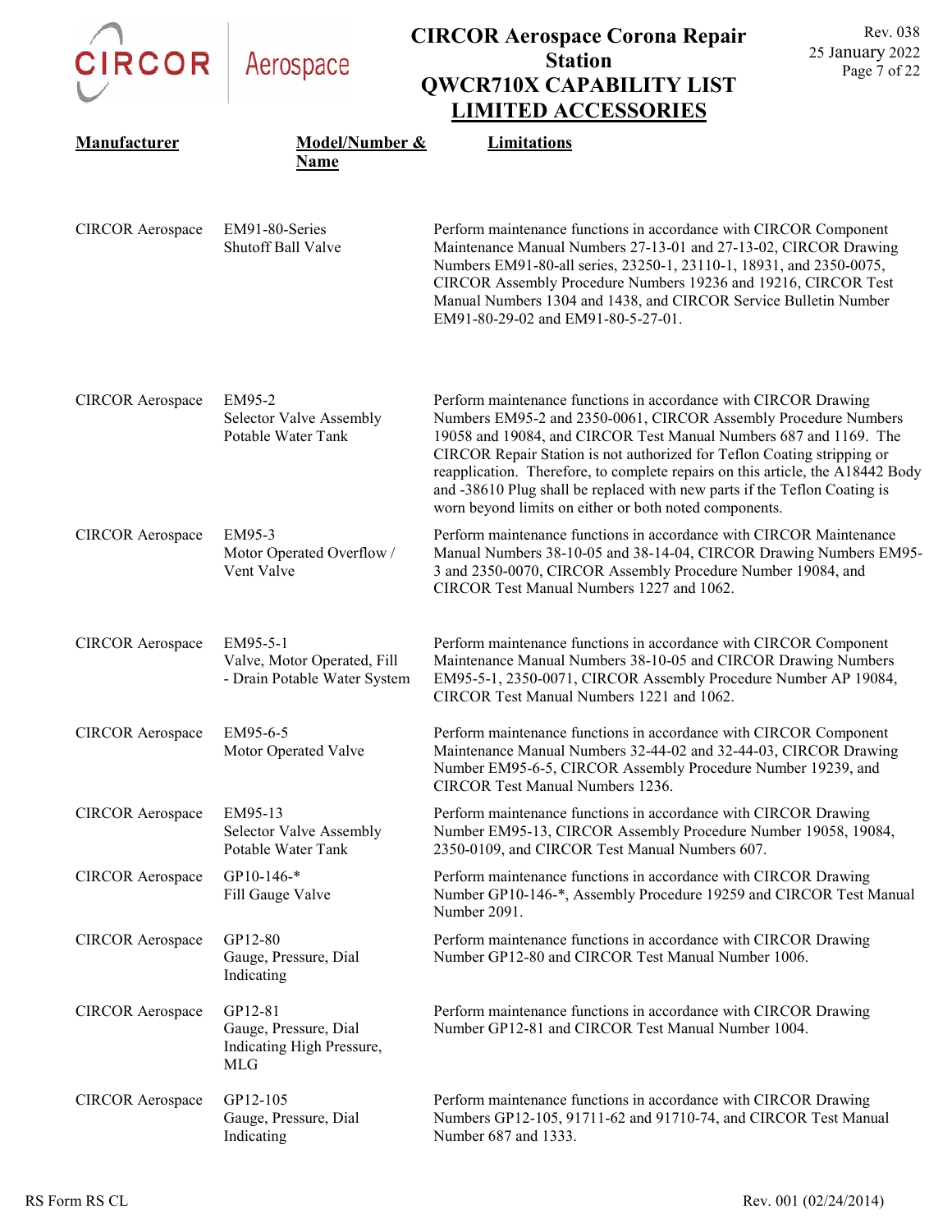# CIRCOR Aerospace Corona Repair Station
## QWCR710X CAPABILITY LIST
## LIMITED ACCESSORIES

| Manufacturer | Model/Number & Name | Limitations |
|---|---|---|
| CIRCOR Aerospace | EM91-80-Series Shutoff Ball Valve | Perform maintenance functions in accordance with CIRCOR Component Maintenance Manual Numbers 27-13-01 and 27-13-02, CIRCOR Drawing Numbers EM91-80-all series, 23250-1, 23110-1, 18931, and 2350-0075, CIRCOR Assembly Procedure Numbers 19236 and 19216, CIRCOR Test Manual Numbers 1304 and 1438, and CIRCOR Service Bulletin Number EM91-80-29-02 and EM91-80-5-27-01. |
| CIRCOR Aerospace | EM95-2 Selector Valve Assembly Potable Water Tank | Perform maintenance functions in accordance with CIRCOR Drawing Numbers EM95-2 and 2350-0061, CIRCOR Assembly Procedure Numbers 19058 and 19084, and CIRCOR Test Manual Numbers 687 and 1169. The CIRCOR Repair Station is not authorized for Teflon Coating stripping or reapplication. Therefore, to complete repairs on this article, the A18442 Body and -38610 Plug shall be replaced with new parts if the Teflon Coating is worn beyond limits on either or both noted components. |
| CIRCOR Aerospace | EM95-3 Motor Operated Overflow / Vent Valve | Perform maintenance functions in accordance with CIRCOR Maintenance Manual Numbers 38-10-05 and 38-14-04, CIRCOR Drawing Numbers EM95-3 and 2350-0070, CIRCOR Assembly Procedure Number 19084, and CIRCOR Test Manual Numbers 1227 and 1062. |
| CIRCOR Aerospace | EM95-5-1 Valve, Motor Operated, Fill - Drain Potable Water System | Perform maintenance functions in accordance with CIRCOR Component Maintenance Manual Numbers 38-10-05 and CIRCOR Drawing Numbers EM95-5-1, 2350-0071, CIRCOR Assembly Procedure Number AP 19084, CIRCOR Test Manual Numbers 1221 and 1062. |
| CIRCOR Aerospace | EM95-6-5 Motor Operated Valve | Perform maintenance functions in accordance with CIRCOR Component Maintenance Manual Numbers 32-44-02 and 32-44-03, CIRCOR Drawing Number EM95-6-5, CIRCOR Assembly Procedure Number 19239, and CIRCOR Test Manual Numbers 1236. |
| CIRCOR Aerospace | EM95-13 Selector Valve Assembly Potable Water Tank | Perform maintenance functions in accordance with CIRCOR Drawing Number EM95-13, CIRCOR Assembly Procedure Number 19058, 19084, 2350-0109, and CIRCOR Test Manual Numbers 607. |
| CIRCOR Aerospace | GP10-146-* Fill Gauge Valve | Perform maintenance functions in accordance with CIRCOR Drawing Number GP10-146-*, Assembly Procedure 19259 and CIRCOR Test Manual Number 2091. |
| CIRCOR Aerospace | GP12-80 Gauge, Pressure, Dial Indicating | Perform maintenance functions in accordance with CIRCOR Drawing Number GP12-80 and CIRCOR Test Manual Number 1006. |
| CIRCOR Aerospace | GP12-81 Gauge, Pressure, Dial Indicating High Pressure, MLG | Perform maintenance functions in accordance with CIRCOR Drawing Number GP12-81 and CIRCOR Test Manual Number 1004. |
| CIRCOR Aerospace | GP12-105 Gauge, Pressure, Dial Indicating | Perform maintenance functions in accordance with CIRCOR Drawing Numbers GP12-105, 91711-62 and 91710-74, and CIRCOR Test Manual Number 687 and 1333. |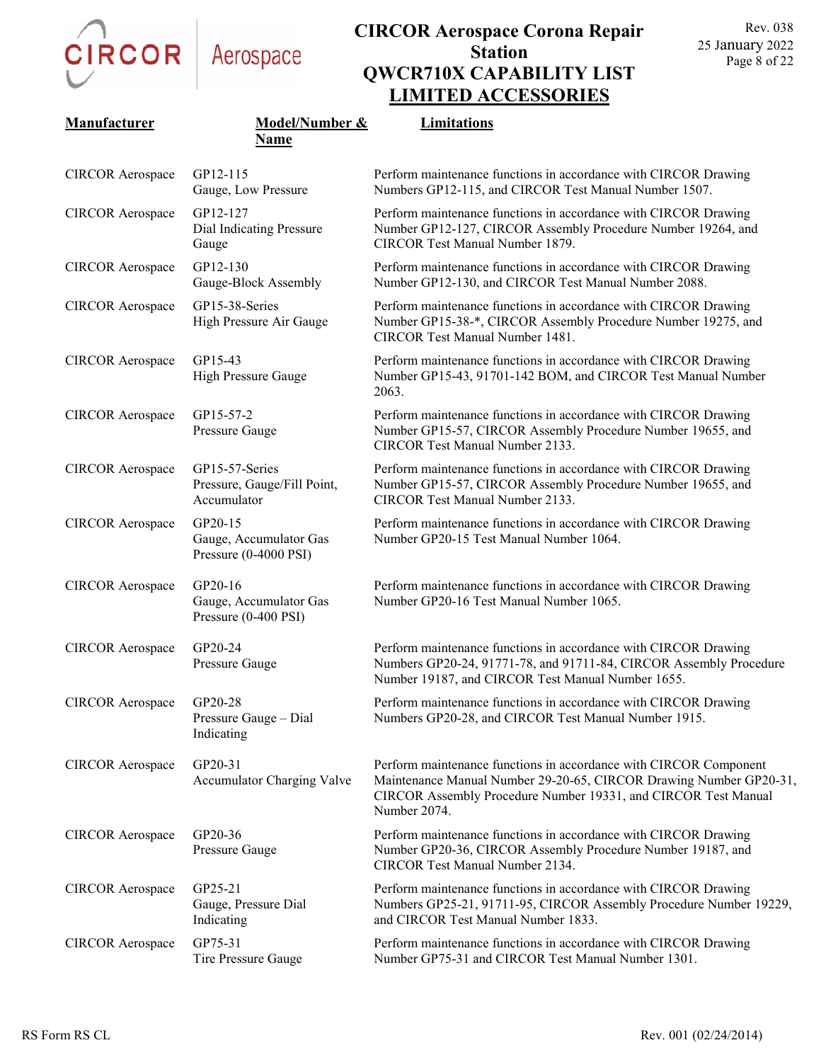# CIRCOR Aerospace Corona Repair Station
# QWCR710X CAPABILITY LIST
## LIMITED ACCESSORIES

| Manufacturer | Model/Number & Name | Limitations |
|---|---|---|
| CIRCOR Aerospace | GP12-115<br>Gauge, Low Pressure | Perform maintenance functions in accordance with CIRCOR Drawing Numbers GP12-115, and CIRCOR Test Manual Number 1507. |
| CIRCOR Aerospace | GP12-127<br>Dial Indicating Pressure Gauge | Perform maintenance functions in accordance with CIRCOR Drawing Number GP12-127, CIRCOR Assembly Procedure Number 19264, and CIRCOR Test Manual Number 1879. |
| CIRCOR Aerospace | GP12-130<br>Gauge-Block Assembly | Perform maintenance functions in accordance with CIRCOR Drawing Number GP12-130, and CIRCOR Test Manual Number 2088. |
| CIRCOR Aerospace | GP15-38-Series<br>High Pressure Air Gauge | Perform maintenance functions in accordance with CIRCOR Drawing Number GP15-38-*, CIRCOR Assembly Procedure Number 19275, and CIRCOR Test Manual Number 1481. |
| CIRCOR Aerospace | GP15-43<br>High Pressure Gauge | Perform maintenance functions in accordance with CIRCOR Drawing Number GP15-43, 91701-142 BOM, and CIRCOR Test Manual Number 2063. |
| CIRCOR Aerospace | GP15-57-2<br>Pressure Gauge | Perform maintenance functions in accordance with CIRCOR Drawing Number GP15-57, CIRCOR Assembly Procedure Number 19655, and CIRCOR Test Manual Number 2133. |
| CIRCOR Aerospace | GP15-57-Series<br>Pressure, Gauge/Fill Point, Accumulator | Perform maintenance functions in accordance with CIRCOR Drawing Number GP15-57, CIRCOR Assembly Procedure Number 19655, and CIRCOR Test Manual Number 2133. |
| CIRCOR Aerospace | GP20-15<br>Gauge, Accumulator Gas Pressure (0-4000 PSI) | Perform maintenance functions in accordance with CIRCOR Drawing Number GP20-15 Test Manual Number 1064. |
| CIRCOR Aerospace | GP20-16<br>Gauge, Accumulator Gas Pressure (0-400 PSI) | Perform maintenance functions in accordance with CIRCOR Drawing Number GP20-16 Test Manual Number 1065. |
| CIRCOR Aerospace | GP20-24<br>Pressure Gauge | Perform maintenance functions in accordance with CIRCOR Drawing Numbers GP20-24, 91771-78, and 91711-84, CIRCOR Assembly Procedure Number 19187, and CIRCOR Test Manual Number 1655. |
| CIRCOR Aerospace | GP20-28<br>Pressure Gauge – Dial Indicating | Perform maintenance functions in accordance with CIRCOR Drawing Numbers GP20-28, and CIRCOR Test Manual Number 1915. |
| CIRCOR Aerospace | GP20-31<br>Accumulator Charging Valve | Perform maintenance functions in accordance with CIRCOR Component Maintenance Manual Number 29-20-65, CIRCOR Drawing Number GP20-31, CIRCOR Assembly Procedure Number 19331, and CIRCOR Test Manual Number 2074. |
| CIRCOR Aerospace | GP20-36<br>Pressure Gauge | Perform maintenance functions in accordance with CIRCOR Drawing Number GP20-36, CIRCOR Assembly Procedure Number 19187, and CIRCOR Test Manual Number 2134. |
| CIRCOR Aerospace | GP25-21<br>Gauge, Pressure Dial Indicating | Perform maintenance functions in accordance with CIRCOR Drawing Numbers GP25-21, 91711-95, CIRCOR Assembly Procedure Number 19229, and CIRCOR Test Manual Number 1833. |
| CIRCOR Aerospace | GP75-31<br>Tire Pressure Gauge | Perform maintenance functions in accordance with CIRCOR Drawing Number GP75-31 and CIRCOR Test Manual Number 1301. |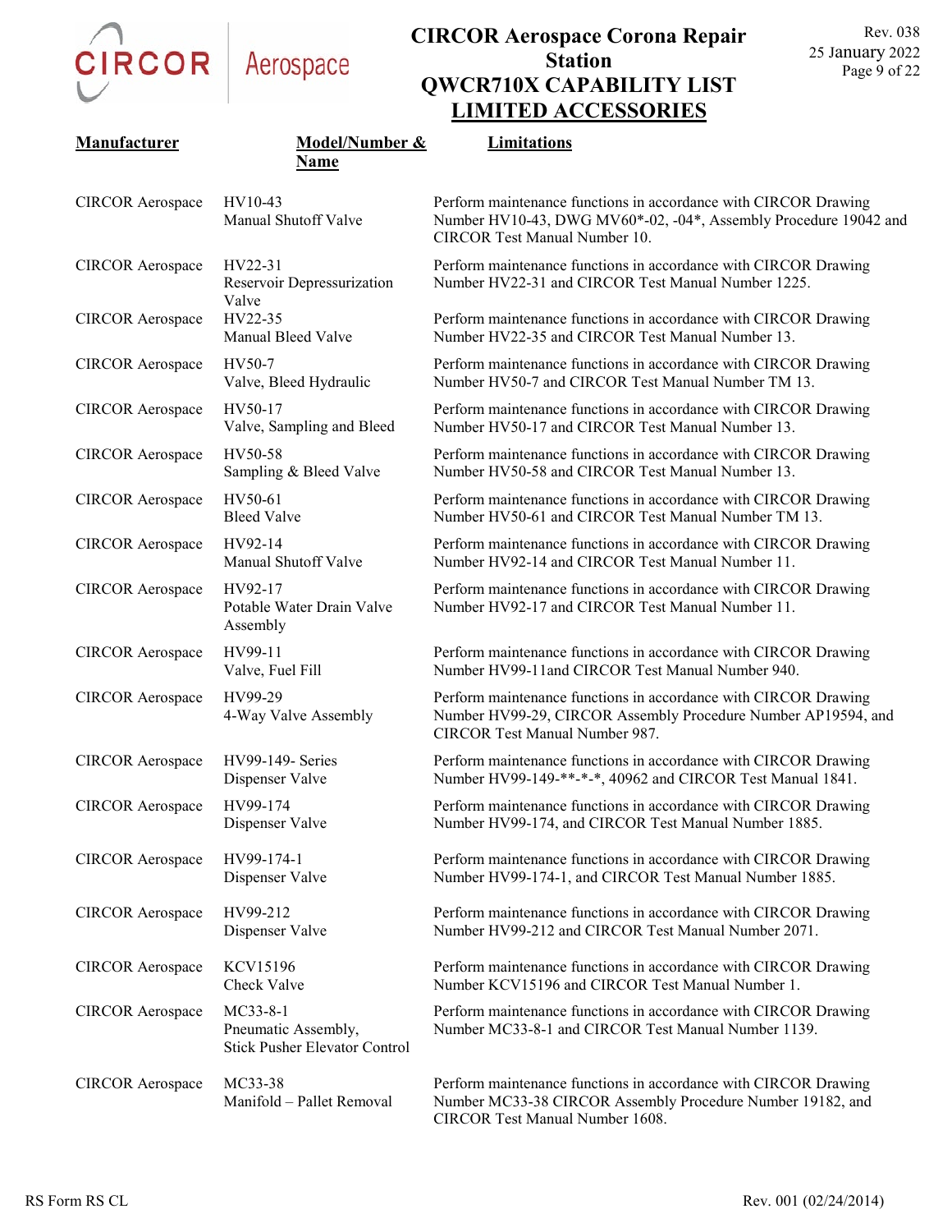| Manufacturer | Model/Number & Name | Limitations |
|---|---|---|
| CIRCOR Aerospace | HV10-43 Manual Shutoff Valve | Perform maintenance functions in accordance with CIRCOR Drawing Number HV10-43, DWG MV60*-02, -04*, Assembly Procedure 19042 and CIRCOR Test Manual Number 10. |
| CIRCOR Aerospace | HV22-31 Reservoir Depressurization Valve | Perform maintenance functions in accordance with CIRCOR Drawing Number HV22-31 and CIRCOR Test Manual Number 1225. |
| CIRCOR Aerospace | HV22-35 Manual Bleed Valve | Perform maintenance functions in accordance with CIRCOR Drawing Number HV22-35 and CIRCOR Test Manual Number 13. |
| CIRCOR Aerospace | HV50-7 Valve, Bleed Hydraulic | Perform maintenance functions in accordance with CIRCOR Drawing Number HV50-7 and CIRCOR Test Manual Number TM 13. |
| CIRCOR Aerospace | HV50-17 Valve, Sampling and Bleed | Perform maintenance functions in accordance with CIRCOR Drawing Number HV50-17 and CIRCOR Test Manual Number 13. |
| CIRCOR Aerospace | HV50-58 Sampling & Bleed Valve | Perform maintenance functions in accordance with CIRCOR Drawing Number HV50-58 and CIRCOR Test Manual Number 13. |
| CIRCOR Aerospace | HV50-61 Bleed Valve | Perform maintenance functions in accordance with CIRCOR Drawing Number HV50-61 and CIRCOR Test Manual Number TM 13. |
| CIRCOR Aerospace | HV92-14 Manual Shutoff Valve | Perform maintenance functions in accordance with CIRCOR Drawing Number HV92-14 and CIRCOR Test Manual Number 11. |
| CIRCOR Aerospace | HV92-17 Potable Water Drain Valve Assembly | Perform maintenance functions in accordance with CIRCOR Drawing Number HV92-17 and CIRCOR Test Manual Number 11. |
| CIRCOR Aerospace | HV99-11 Valve, Fuel Fill | Perform maintenance functions in accordance with CIRCOR Drawing Number HV99-11and CIRCOR Test Manual Number 940. |
| CIRCOR Aerospace | HV99-29 4-Way Valve Assembly | Perform maintenance functions in accordance with CIRCOR Drawing Number HV99-29, CIRCOR Assembly Procedure Number AP19594, and CIRCOR Test Manual Number 987. |
| CIRCOR Aerospace | HV99-149- Series Dispenser Valve | Perform maintenance functions in accordance with CIRCOR Drawing Number HV99-149-**-*-*, 40962 and CIRCOR Test Manual 1841. |
| CIRCOR Aerospace | HV99-174 Dispenser Valve | Perform maintenance functions in accordance with CIRCOR Drawing Number HV99-174, and CIRCOR Test Manual Number 1885. |
| CIRCOR Aerospace | HV99-174-1 Dispenser Valve | Perform maintenance functions in accordance with CIRCOR Drawing Number HV99-174-1, and CIRCOR Test Manual Number 1885. |
| CIRCOR Aerospace | HV99-212 Dispenser Valve | Perform maintenance functions in accordance with CIRCOR Drawing Number HV99-212 and CIRCOR Test Manual Number 2071. |
| CIRCOR Aerospace | KCV15196 Check Valve | Perform maintenance functions in accordance with CIRCOR Drawing Number KCV15196 and CIRCOR Test Manual Number 1. |
| CIRCOR Aerospace | MC33-8-1 Pneumatic Assembly, Stick Pusher Elevator Control | Perform maintenance functions in accordance with CIRCOR Drawing Number MC33-8-1 and CIRCOR Test Manual Number 1139. |
| CIRCOR Aerospace | MC33-38 Manifold – Pallet Removal | Perform maintenance functions in accordance with CIRCOR Drawing Number MC33-38 CIRCOR Assembly Procedure Number 19182, and CIRCOR Test Manual Number 1608. |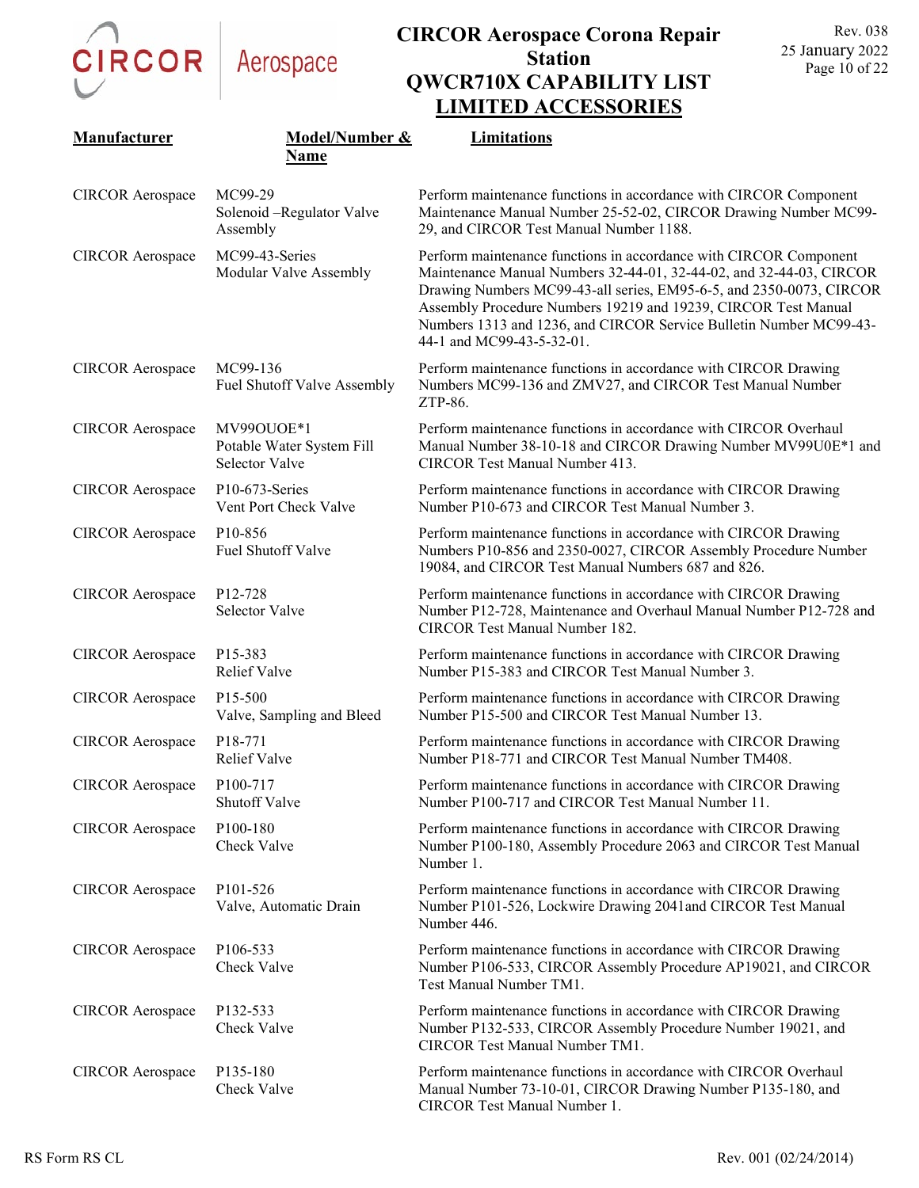# CIRCOR Aerospace Corona Repair Station
# QWCR710X CAPABILITY LIST
## LIMITED ACCESSORIES

| Manufacturer | Model/Number & Name | Limitations |
|---|---|---|
| CIRCOR Aerospace | MC99-29 Solenoid –Regulator Valve Assembly | Perform maintenance functions in accordance with CIRCOR Component Maintenance Manual Number 25-52-02, CIRCOR Drawing Number MC99-29, and CIRCOR Test Manual Number 1188. |
| CIRCOR Aerospace | MC99-43-Series Modular Valve Assembly | Perform maintenance functions in accordance with CIRCOR Component Maintenance Manual Numbers 32-44-01, 32-44-02, and 32-44-03, CIRCOR Drawing Numbers MC99-43-all series, EM95-6-5, and 2350-0073, CIRCOR Assembly Procedure Numbers 19219 and 19239, CIRCOR Test Manual Numbers 1313 and 1236, and CIRCOR Service Bulletin Number MC99-43-44-1 and MC99-43-5-32-01. |
| CIRCOR Aerospace | MC99-136 Fuel Shutoff Valve Assembly | Perform maintenance functions in accordance with CIRCOR Drawing Numbers MC99-136 and ZMV27, and CIRCOR Test Manual Number ZTP-86. |
| CIRCOR Aerospace | MV99OUOE*1 Potable Water System Fill Selector Valve | Perform maintenance functions in accordance with CIRCOR Overhaul Manual Number 38-10-18 and CIRCOR Drawing Number MV99U0E*1 and CIRCOR Test Manual Number 413. |
| CIRCOR Aerospace | P10-673-Series Vent Port Check Valve | Perform maintenance functions in accordance with CIRCOR Drawing Number P10-673 and CIRCOR Test Manual Number 3. |
| CIRCOR Aerospace | P10-856 Fuel Shutoff Valve | Perform maintenance functions in accordance with CIRCOR Drawing Numbers P10-856 and 2350-0027, CIRCOR Assembly Procedure Number 19084, and CIRCOR Test Manual Numbers 687 and 826. |
| CIRCOR Aerospace | P12-728 Selector Valve | Perform maintenance functions in accordance with CIRCOR Drawing Number P12-728, Maintenance and Overhaul Manual Number P12-728 and CIRCOR Test Manual Number 182. |
| CIRCOR Aerospace | P15-383 Relief Valve | Perform maintenance functions in accordance with CIRCOR Drawing Number P15-383 and CIRCOR Test Manual Number 3. |
| CIRCOR Aerospace | P15-500 Valve, Sampling and Bleed | Perform maintenance functions in accordance with CIRCOR Drawing Number P15-500 and CIRCOR Test Manual Number 13. |
| CIRCOR Aerospace | P18-771 Relief Valve | Perform maintenance functions in accordance with CIRCOR Drawing Number P18-771 and CIRCOR Test Manual Number TM408. |
| CIRCOR Aerospace | P100-717 Shutoff Valve | Perform maintenance functions in accordance with CIRCOR Drawing Number P100-717 and CIRCOR Test Manual Number 11. |
| CIRCOR Aerospace | P100-180 Check Valve | Perform maintenance functions in accordance with CIRCOR Drawing Number P100-180, Assembly Procedure 2063 and CIRCOR Test Manual Number 1. |
| CIRCOR Aerospace | P101-526 Valve, Automatic Drain | Perform maintenance functions in accordance with CIRCOR Drawing Number P101-526, Lockwire Drawing 2041and CIRCOR Test Manual Number 446. |
| CIRCOR Aerospace | P106-533 Check Valve | Perform maintenance functions in accordance with CIRCOR Drawing Number P106-533, CIRCOR Assembly Procedure AP19021, and CIRCOR Test Manual Number TM1. |
| CIRCOR Aerospace | P132-533 Check Valve | Perform maintenance functions in accordance with CIRCOR Drawing Number P132-533, CIRCOR Assembly Procedure Number 19021, and CIRCOR Test Manual Number TM1. |
| CIRCOR Aerospace | P135-180 Check Valve | Perform maintenance functions in accordance with CIRCOR Overhaul Manual Number 73-10-01, CIRCOR Drawing Number P135-180, and CIRCOR Test Manual Number 1. |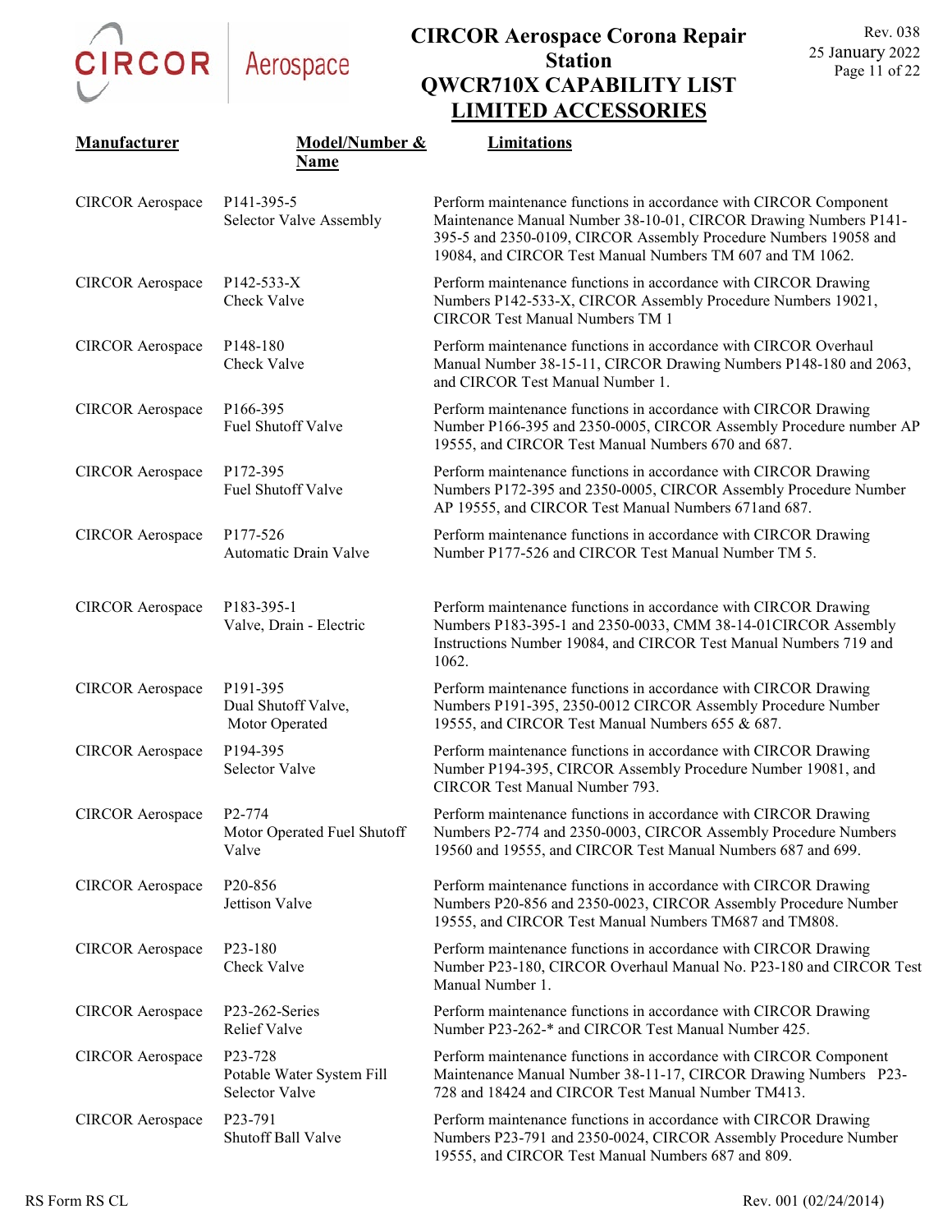# CIRCOR Aerospace Corona Repair Station
# QWCR710X CAPABILITY LIST
## LIMITED ACCESSORIES

| Manufacturer | Model/Number & Name | Limitations |
|---|---|---|
| CIRCOR Aerospace | P141-395-5<br>Selector Valve Assembly | Perform maintenance functions in accordance with CIRCOR Component Maintenance Manual Number 38-10-01, CIRCOR Drawing Numbers P141-395-5 and 2350-0109, CIRCOR Assembly Procedure Numbers 19058 and 19084, and CIRCOR Test Manual Numbers TM 607 and TM 1062. |
| CIRCOR Aerospace | P142-533-X<br>Check Valve | Perform maintenance functions in accordance with CIRCOR Drawing Numbers P142-533-X, CIRCOR Assembly Procedure Numbers 19021, CIRCOR Test Manual Numbers TM 1 |
| CIRCOR Aerospace | P148-180<br>Check Valve | Perform maintenance functions in accordance with CIRCOR Overhaul Manual Number 38-15-11, CIRCOR Drawing Numbers P148-180 and 2063, and CIRCOR Test Manual Number 1. |
| CIRCOR Aerospace | P166-395<br>Fuel Shutoff Valve | Perform maintenance functions in accordance with CIRCOR Drawing Number P166-395 and 2350-0005, CIRCOR Assembly Procedure number AP 19555, and CIRCOR Test Manual Numbers 670 and 687. |
| CIRCOR Aerospace | P172-395<br>Fuel Shutoff Valve | Perform maintenance functions in accordance with CIRCOR Drawing Numbers P172-395 and 2350-0005, CIRCOR Assembly Procedure Number AP 19555, and CIRCOR Test Manual Numbers 671and 687. |
| CIRCOR Aerospace | P177-526<br>Automatic Drain Valve | Perform maintenance functions in accordance with CIRCOR Drawing Number P177-526 and CIRCOR Test Manual Number TM 5. |
| CIRCOR Aerospace | P183-395-1<br>Valve, Drain - Electric | Perform maintenance functions in accordance with CIRCOR Drawing Numbers P183-395-1 and 2350-0033, CMM 38-14-01CIRCOR Assembly Instructions Number 19084, and CIRCOR Test Manual Numbers 719 and 1062. |
| CIRCOR Aerospace | P191-395<br>Dual Shutoff Valve, Motor Operated | Perform maintenance functions in accordance with CIRCOR Drawing Numbers P191-395, 2350-0012 CIRCOR Assembly Procedure Number 19555, and CIRCOR Test Manual Numbers 655 & 687. |
| CIRCOR Aerospace | P194-395<br>Selector Valve | Perform maintenance functions in accordance with CIRCOR Drawing Number P194-395, CIRCOR Assembly Procedure Number 19081, and CIRCOR Test Manual Number 793. |
| CIRCOR Aerospace | P2-774<br>Motor Operated Fuel Shutoff Valve | Perform maintenance functions in accordance with CIRCOR Drawing Numbers P2-774 and 2350-0003, CIRCOR Assembly Procedure Numbers 19560 and 19555, and CIRCOR Test Manual Numbers 687 and 699. |
| CIRCOR Aerospace | P20-856<br>Jettison Valve | Perform maintenance functions in accordance with CIRCOR Drawing Numbers P20-856 and 2350-0023, CIRCOR Assembly Procedure Number 19555, and CIRCOR Test Manual Numbers TM687 and TM808. |
| CIRCOR Aerospace | P23-180<br>Check Valve | Perform maintenance functions in accordance with CIRCOR Drawing Number P23-180, CIRCOR Overhaul Manual No. P23-180 and CIRCOR Test Manual Number 1. |
| CIRCOR Aerospace | P23-262-Series<br>Relief Valve | Perform maintenance functions in accordance with CIRCOR Drawing Number P23-262-* and CIRCOR Test Manual Number 425. |
| CIRCOR Aerospace | P23-728<br>Potable Water System Fill Selector Valve | Perform maintenance functions in accordance with CIRCOR Component Maintenance Manual Number 38-11-17, CIRCOR Drawing Numbers P23-728 and 18424 and CIRCOR Test Manual Number TM413. |
| CIRCOR Aerospace | P23-791<br>Shutoff Ball Valve | Perform maintenance functions in accordance with CIRCOR Drawing Numbers P23-791 and 2350-0024, CIRCOR Assembly Procedure Number 19555, and CIRCOR Test Manual Numbers 687 and 809. |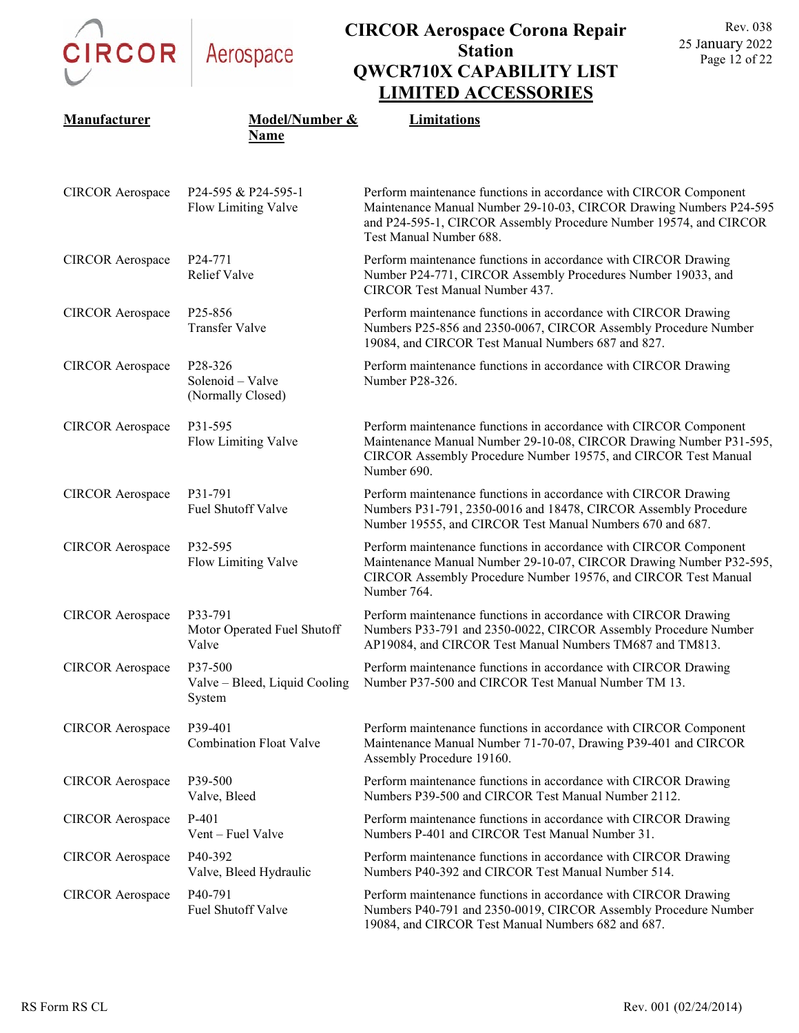# CIRCOR Aerospace Corona Repair Station
# QWCR710X CAPABILITY LIST
## LIMITED ACCESSORIES

| Manufacturer | Model/Number & Name | Limitations |
|---|---|---|
| CIRCOR Aerospace | P24-595 & P24-595-1 Flow Limiting Valve | Perform maintenance functions in accordance with CIRCOR Component Maintenance Manual Number 29-10-03, CIRCOR Drawing Numbers P24-595 and P24-595-1, CIRCOR Assembly Procedure Number 19574, and CIRCOR Test Manual Number 688. |
| CIRCOR Aerospace | P24-771 Relief Valve | Perform maintenance functions in accordance with CIRCOR Drawing Number P24-771, CIRCOR Assembly Procedures Number 19033, and CIRCOR Test Manual Number 437. |
| CIRCOR Aerospace | P25-856 Transfer Valve | Perform maintenance functions in accordance with CIRCOR Drawing Numbers P25-856 and 2350-0067, CIRCOR Assembly Procedure Number 19084, and CIRCOR Test Manual Numbers 687 and 827. |
| CIRCOR Aerospace | P28-326 Solenoid – Valve (Normally Closed) | Perform maintenance functions in accordance with CIRCOR Drawing Number P28-326. |
| CIRCOR Aerospace | P31-595 Flow Limiting Valve | Perform maintenance functions in accordance with CIRCOR Component Maintenance Manual Number 29-10-08, CIRCOR Drawing Number P31-595, CIRCOR Assembly Procedure Number 19575, and CIRCOR Test Manual Number 690. |
| CIRCOR Aerospace | P31-791 Fuel Shutoff Valve | Perform maintenance functions in accordance with CIRCOR Drawing Numbers P31-791, 2350-0016 and 18478, CIRCOR Assembly Procedure Number 19555, and CIRCOR Test Manual Numbers 670 and 687. |
| CIRCOR Aerospace | P32-595 Flow Limiting Valve | Perform maintenance functions in accordance with CIRCOR Component Maintenance Manual Number 29-10-07, CIRCOR Drawing Number P32-595, CIRCOR Assembly Procedure Number 19576, and CIRCOR Test Manual Number 764. |
| CIRCOR Aerospace | P33-791 Motor Operated Fuel Shutoff Valve | Perform maintenance functions in accordance with CIRCOR Drawing Numbers P33-791 and 2350-0022, CIRCOR Assembly Procedure Number AP19084, and CIRCOR Test Manual Numbers TM687 and TM813. |
| CIRCOR Aerospace | P37-500 Valve – Bleed, Liquid Cooling System | Perform maintenance functions in accordance with CIRCOR Drawing Number P37-500 and CIRCOR Test Manual Number TM 13. |
| CIRCOR Aerospace | P39-401 Combination Float Valve | Perform maintenance functions in accordance with CIRCOR Component Maintenance Manual Number 71-70-07, Drawing P39-401 and CIRCOR Assembly Procedure 19160. |
| CIRCOR Aerospace | P39-500 Valve, Bleed | Perform maintenance functions in accordance with CIRCOR Drawing Numbers P39-500 and CIRCOR Test Manual Number 2112. |
| CIRCOR Aerospace | P-401 Vent – Fuel Valve | Perform maintenance functions in accordance with CIRCOR Drawing Numbers P-401 and CIRCOR Test Manual Number 31. |
| CIRCOR Aerospace | P40-392 Valve, Bleed Hydraulic | Perform maintenance functions in accordance with CIRCOR Drawing Numbers P40-392 and CIRCOR Test Manual Number 514. |
| CIRCOR Aerospace | P40-791 Fuel Shutoff Valve | Perform maintenance functions in accordance with CIRCOR Drawing Numbers P40-791 and 2350-0019, CIRCOR Assembly Procedure Number 19084, and CIRCOR Test Manual Numbers 682 and 687. |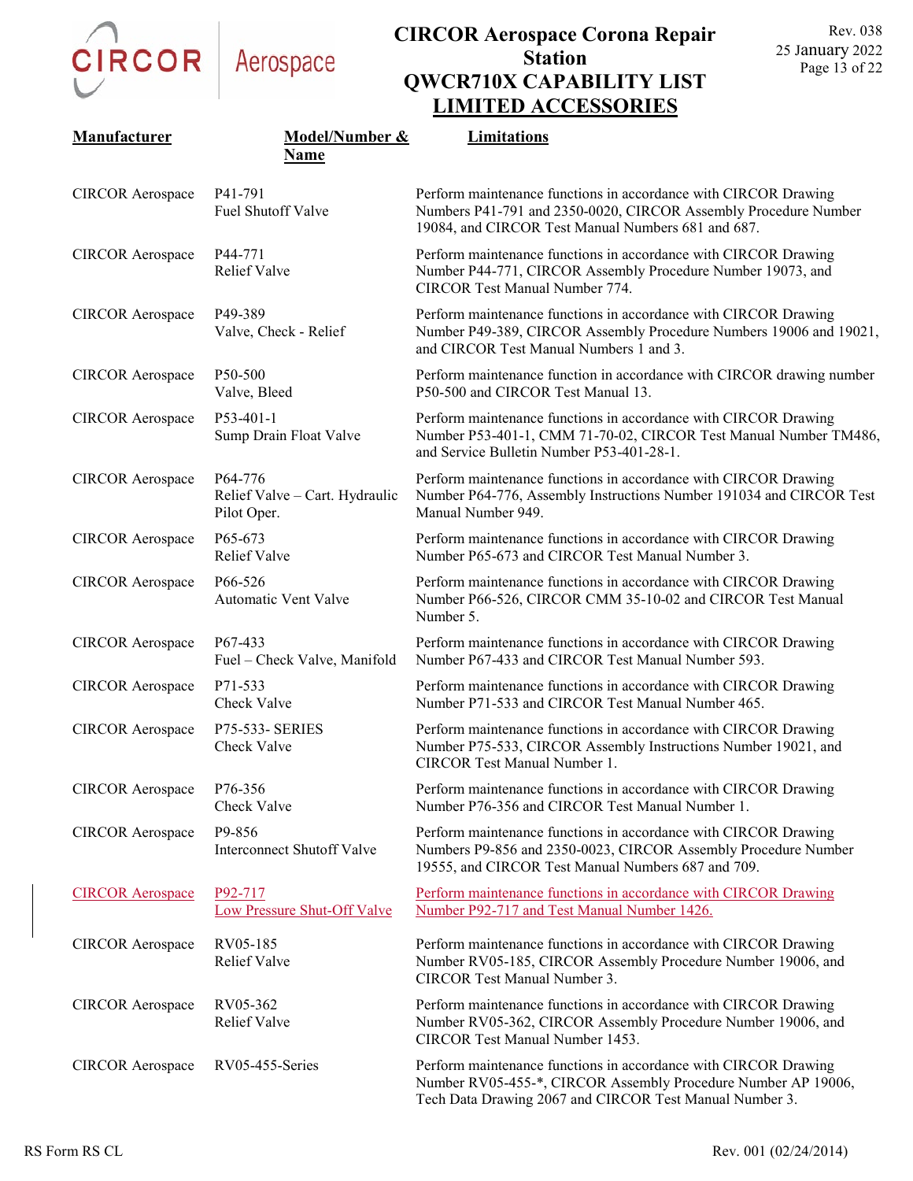# CIRCOR Aerospace Corona Repair Station
# QWCR710X CAPABILITY LIST
## LIMITED ACCESSORIES

| Manufacturer | Model/Number & Name | Limitations |
|---|---|---|
| CIRCOR Aerospace | P41-791<br>Fuel Shutoff Valve | Perform maintenance functions in accordance with CIRCOR Drawing Numbers P41-791 and 2350-0020, CIRCOR Assembly Procedure Number 19084, and CIRCOR Test Manual Numbers 681 and 687. |
| CIRCOR Aerospace | P44-771<br>Relief Valve | Perform maintenance functions in accordance with CIRCOR Drawing Number P44-771, CIRCOR Assembly Procedure Number 19073, and CIRCOR Test Manual Number 774. |
| CIRCOR Aerospace | P49-389<br>Valve, Check - Relief | Perform maintenance functions in accordance with CIRCOR Drawing Number P49-389, CIRCOR Assembly Procedure Numbers 19006 and 19021, and CIRCOR Test Manual Numbers 1 and 3. |
| CIRCOR Aerospace | P50-500<br>Valve, Bleed | Perform maintenance function in accordance with CIRCOR drawing number P50-500 and CIRCOR Test Manual 13. |
| CIRCOR Aerospace | P53-401-1<br>Sump Drain Float Valve | Perform maintenance functions in accordance with CIRCOR Drawing Number P53-401-1, CMM 71-70-02, CIRCOR Test Manual Number TM486, and Service Bulletin Number P53-401-28-1. |
| CIRCOR Aerospace | P64-776<br>Relief Valve – Cart. Hydraulic Pilot Oper. | Perform maintenance functions in accordance with CIRCOR Drawing Number P64-776, Assembly Instructions Number 191034 and CIRCOR Test Manual Number 949. |
| CIRCOR Aerospace | P65-673<br>Relief Valve | Perform maintenance functions in accordance with CIRCOR Drawing Number P65-673 and CIRCOR Test Manual Number 3. |
| CIRCOR Aerospace | P66-526<br>Automatic Vent Valve | Perform maintenance functions in accordance with CIRCOR Drawing Number P66-526, CIRCOR CMM 35-10-02 and CIRCOR Test Manual Number 5. |
| CIRCOR Aerospace | P67-433<br>Fuel – Check Valve, Manifold | Perform maintenance functions in accordance with CIRCOR Drawing Number P67-433 and CIRCOR Test Manual Number 593. |
| CIRCOR Aerospace | P71-533<br>Check Valve | Perform maintenance functions in accordance with CIRCOR Drawing Number P71-533 and CIRCOR Test Manual Number 465. |
| CIRCOR Aerospace | P75-533- SERIES<br>Check Valve | Perform maintenance functions in accordance with CIRCOR Drawing Number P75-533, CIRCOR Assembly Instructions Number 19021, and CIRCOR Test Manual Number 1. |
| CIRCOR Aerospace | P76-356<br>Check Valve | Perform maintenance functions in accordance with CIRCOR Drawing Number P76-356 and CIRCOR Test Manual Number 1. |
| CIRCOR Aerospace | P9-856<br>Interconnect Shutoff Valve | Perform maintenance functions in accordance with CIRCOR Drawing Numbers P9-856 and 2350-0023, CIRCOR Assembly Procedure Number 19555, and CIRCOR Test Manual Numbers 687 and 709. |
| CIRCOR Aerospace | P92-717<br>Low Pressure Shut-Off Valve | Perform maintenance functions in accordance with CIRCOR Drawing Number P92-717 and Test Manual Number 1426. |
| CIRCOR Aerospace | RV05-185<br>Relief Valve | Perform maintenance functions in accordance with CIRCOR Drawing Number RV05-185, CIRCOR Assembly Procedure Number 19006, and CIRCOR Test Manual Number 3. |
| CIRCOR Aerospace | RV05-362<br>Relief Valve | Perform maintenance functions in accordance with CIRCOR Drawing Number RV05-362, CIRCOR Assembly Procedure Number 19006, and CIRCOR Test Manual Number 1453. |
| CIRCOR Aerospace | RV05-455-Series | Perform maintenance functions in accordance with CIRCOR Drawing Number RV05-455-*, CIRCOR Assembly Procedure Number AP 19006, Tech Data Drawing 2067 and CIRCOR Test Manual Number 3. |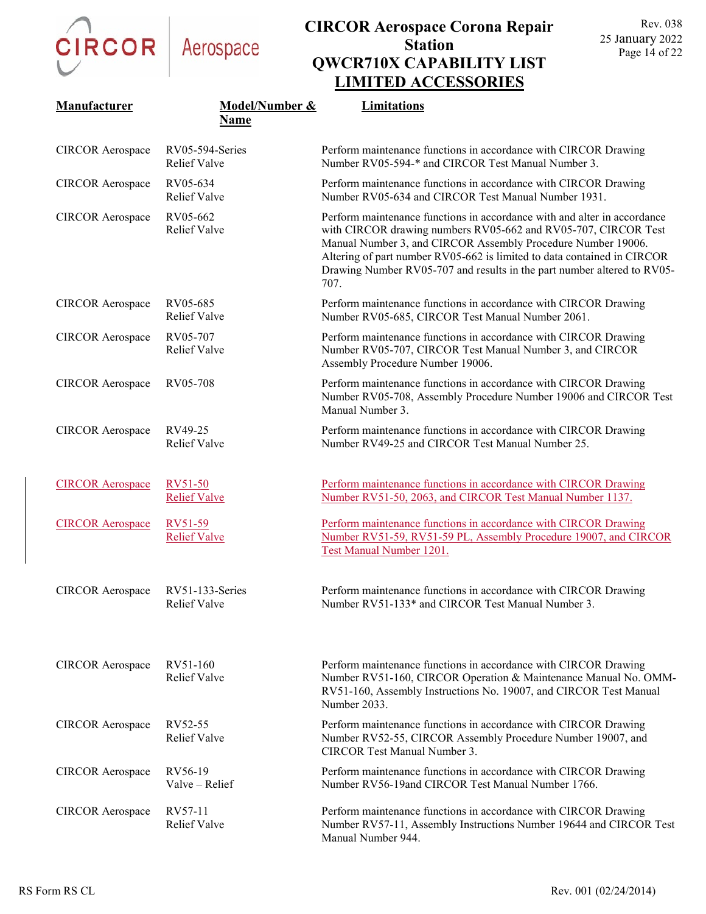# CIRCOR Aerospace Corona Repair Station
# QWCR710X CAPABILITY LIST
## LIMITED ACCESSORIES

| Manufacturer | Model/Number & Name | Limitations |
|---|---|---|
| CIRCOR Aerospace | RV05-594-Series Relief Valve | Perform maintenance functions in accordance with CIRCOR Drawing Number RV05-594-* and CIRCOR Test Manual Number 3. |
| CIRCOR Aerospace | RV05-634 Relief Valve | Perform maintenance functions in accordance with CIRCOR Drawing Number RV05-634 and CIRCOR Test Manual Number 1931. |
| CIRCOR Aerospace | RV05-662 Relief Valve | Perform maintenance functions in accordance with and alter in accordance with CIRCOR drawing numbers RV05-662 and RV05-707, CIRCOR Test Manual Number 3, and CIRCOR Assembly Procedure Number 19006. Altering of part number RV05-662 is limited to data contained in CIRCOR Drawing Number RV05-707 and results in the part number altered to RV05-707. |
| CIRCOR Aerospace | RV05-685 Relief Valve | Perform maintenance functions in accordance with CIRCOR Drawing Number RV05-685, CIRCOR Test Manual Number 2061. |
| CIRCOR Aerospace | RV05-707 Relief Valve | Perform maintenance functions in accordance with CIRCOR Drawing Number RV05-707, CIRCOR Test Manual Number 3, and CIRCOR Assembly Procedure Number 19006. |
| CIRCOR Aerospace | RV05-708 | Perform maintenance functions in accordance with CIRCOR Drawing Number RV05-708, Assembly Procedure Number 19006 and CIRCOR Test Manual Number 3. |
| CIRCOR Aerospace | RV49-25 Relief Valve | Perform maintenance functions in accordance with CIRCOR Drawing Number RV49-25 and CIRCOR Test Manual Number 25. |
| CIRCOR Aerospace | RV51-50 Relief Valve | Perform maintenance functions in accordance with CIRCOR Drawing Number RV51-50, 2063, and CIRCOR Test Manual Number 1137. |
| CIRCOR Aerospace | RV51-59 Relief Valve | Perform maintenance functions in accordance with CIRCOR Drawing Number RV51-59, RV51-59 PL, Assembly Procedure 19007, and CIRCOR Test Manual Number 1201. |
| CIRCOR Aerospace | RV51-133-Series Relief Valve | Perform maintenance functions in accordance with CIRCOR Drawing Number RV51-133* and CIRCOR Test Manual Number 3. |
| CIRCOR Aerospace | RV51-160 Relief Valve | Perform maintenance functions in accordance with CIRCOR Drawing Number RV51-160, CIRCOR Operation & Maintenance Manual No. OMM-RV51-160, Assembly Instructions No. 19007, and CIRCOR Test Manual Number 2033. |
| CIRCOR Aerospace | RV52-55 Relief Valve | Perform maintenance functions in accordance with CIRCOR Drawing Number RV52-55, CIRCOR Assembly Procedure Number 19007, and CIRCOR Test Manual Number 3. |
| CIRCOR Aerospace | RV56-19 Valve – Relief | Perform maintenance functions in accordance with CIRCOR Drawing Number RV56-19and CIRCOR Test Manual Number 1766. |
| CIRCOR Aerospace | RV57-11 Relief Valve | Perform maintenance functions in accordance with CIRCOR Drawing Number RV57-11, Assembly Instructions Number 19644 and CIRCOR Test Manual Number 944. |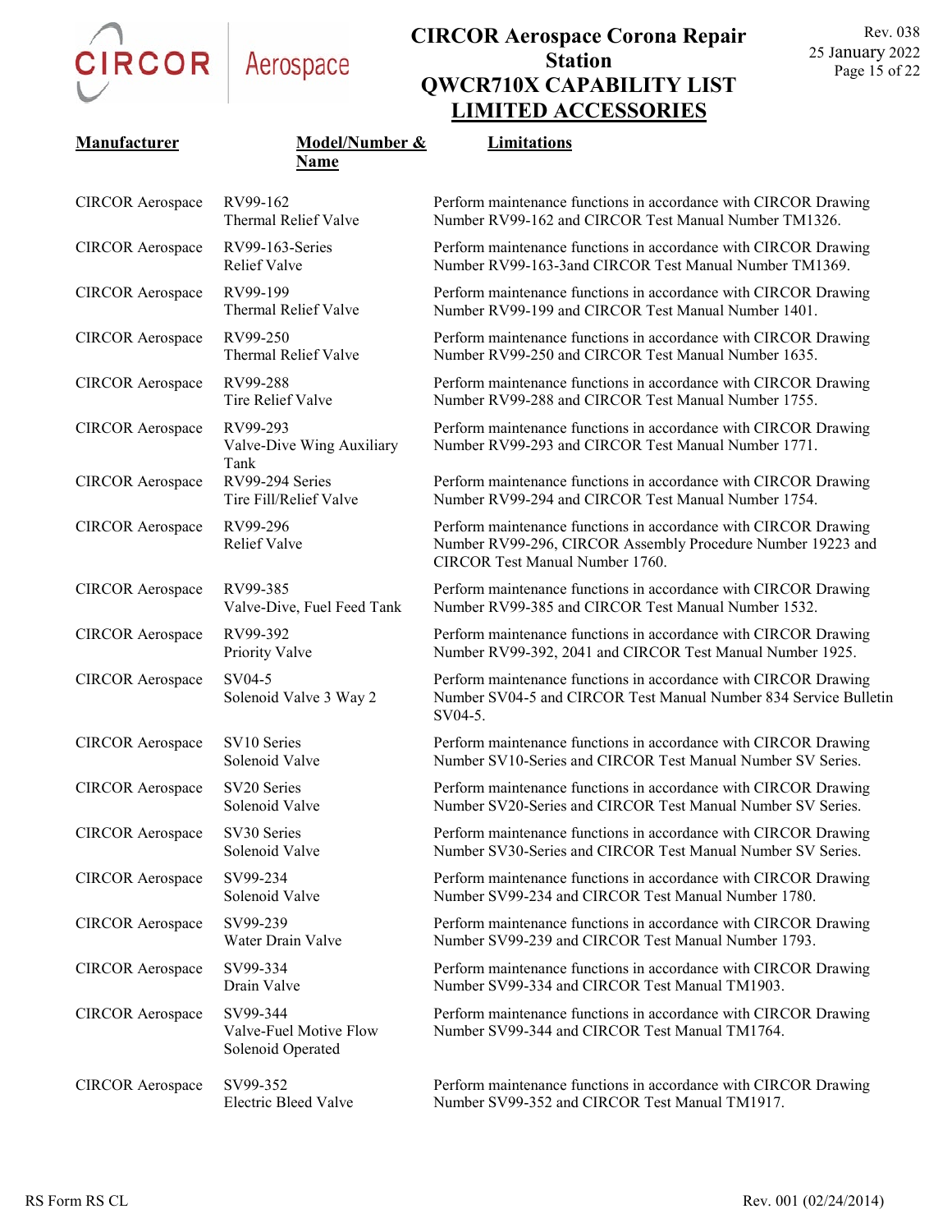# CIRCOR Aerospace Corona Repair Station
## QWCR710X CAPABILITY LIST
## LIMITED ACCESSORIES

| Manufacturer | Model/Number & Name | Limitations |
|---|---|---|
| CIRCOR Aerospace | RV99-162 Thermal Relief Valve | Perform maintenance functions in accordance with CIRCOR Drawing Number RV99-162 and CIRCOR Test Manual Number TM1326. |
| CIRCOR Aerospace | RV99-163-Series Relief Valve | Perform maintenance functions in accordance with CIRCOR Drawing Number RV99-163-3and CIRCOR Test Manual Number TM1369. |
| CIRCOR Aerospace | RV99-199 Thermal Relief Valve | Perform maintenance functions in accordance with CIRCOR Drawing Number RV99-199 and CIRCOR Test Manual Number 1401. |
| CIRCOR Aerospace | RV99-250 Thermal Relief Valve | Perform maintenance functions in accordance with CIRCOR Drawing Number RV99-250 and CIRCOR Test Manual Number 1635. |
| CIRCOR Aerospace | RV99-288 Tire Relief Valve | Perform maintenance functions in accordance with CIRCOR Drawing Number RV99-288 and CIRCOR Test Manual Number 1755. |
| CIRCOR Aerospace | RV99-293 Valve-Dive Wing Auxiliary Tank | Perform maintenance functions in accordance with CIRCOR Drawing Number RV99-293 and CIRCOR Test Manual Number 1771. |
| CIRCOR Aerospace | RV99-294 Series Tire Fill/Relief Valve | Perform maintenance functions in accordance with CIRCOR Drawing Number RV99-294 and CIRCOR Test Manual Number 1754. |
| CIRCOR Aerospace | RV99-296 Relief Valve | Perform maintenance functions in accordance with CIRCOR Drawing Number RV99-296, CIRCOR Assembly Procedure Number 19223 and CIRCOR Test Manual Number 1760. |
| CIRCOR Aerospace | RV99-385 Valve-Dive, Fuel Feed Tank | Perform maintenance functions in accordance with CIRCOR Drawing Number RV99-385 and CIRCOR Test Manual Number 1532. |
| CIRCOR Aerospace | RV99-392 Priority Valve | Perform maintenance functions in accordance with CIRCOR Drawing Number RV99-392, 2041 and CIRCOR Test Manual Number 1925. |
| CIRCOR Aerospace | SV04-5 Solenoid Valve 3 Way 2 | Perform maintenance functions in accordance with CIRCOR Drawing Number SV04-5 and CIRCOR Test Manual Number 834 Service Bulletin SV04-5. |
| CIRCOR Aerospace | SV10 Series Solenoid Valve | Perform maintenance functions in accordance with CIRCOR Drawing Number SV10-Series and CIRCOR Test Manual Number SV Series. |
| CIRCOR Aerospace | SV20 Series Solenoid Valve | Perform maintenance functions in accordance with CIRCOR Drawing Number SV20-Series and CIRCOR Test Manual Number SV Series. |
| CIRCOR Aerospace | SV30 Series Solenoid Valve | Perform maintenance functions in accordance with CIRCOR Drawing Number SV30-Series and CIRCOR Test Manual Number SV Series. |
| CIRCOR Aerospace | SV99-234 Solenoid Valve | Perform maintenance functions in accordance with CIRCOR Drawing Number SV99-234 and CIRCOR Test Manual Number 1780. |
| CIRCOR Aerospace | SV99-239 Water Drain Valve | Perform maintenance functions in accordance with CIRCOR Drawing Number SV99-239 and CIRCOR Test Manual Number 1793. |
| CIRCOR Aerospace | SV99-334 Drain Valve | Perform maintenance functions in accordance with CIRCOR Drawing Number SV99-334 and CIRCOR Test Manual TM1903. |
| CIRCOR Aerospace | SV99-344 Valve-Fuel Motive Flow Solenoid Operated | Perform maintenance functions in accordance with CIRCOR Drawing Number SV99-344 and CIRCOR Test Manual TM1764. |
| CIRCOR Aerospace | SV99-352 Electric Bleed Valve | Perform maintenance functions in accordance with CIRCOR Drawing Number SV99-352 and CIRCOR Test Manual TM1917. |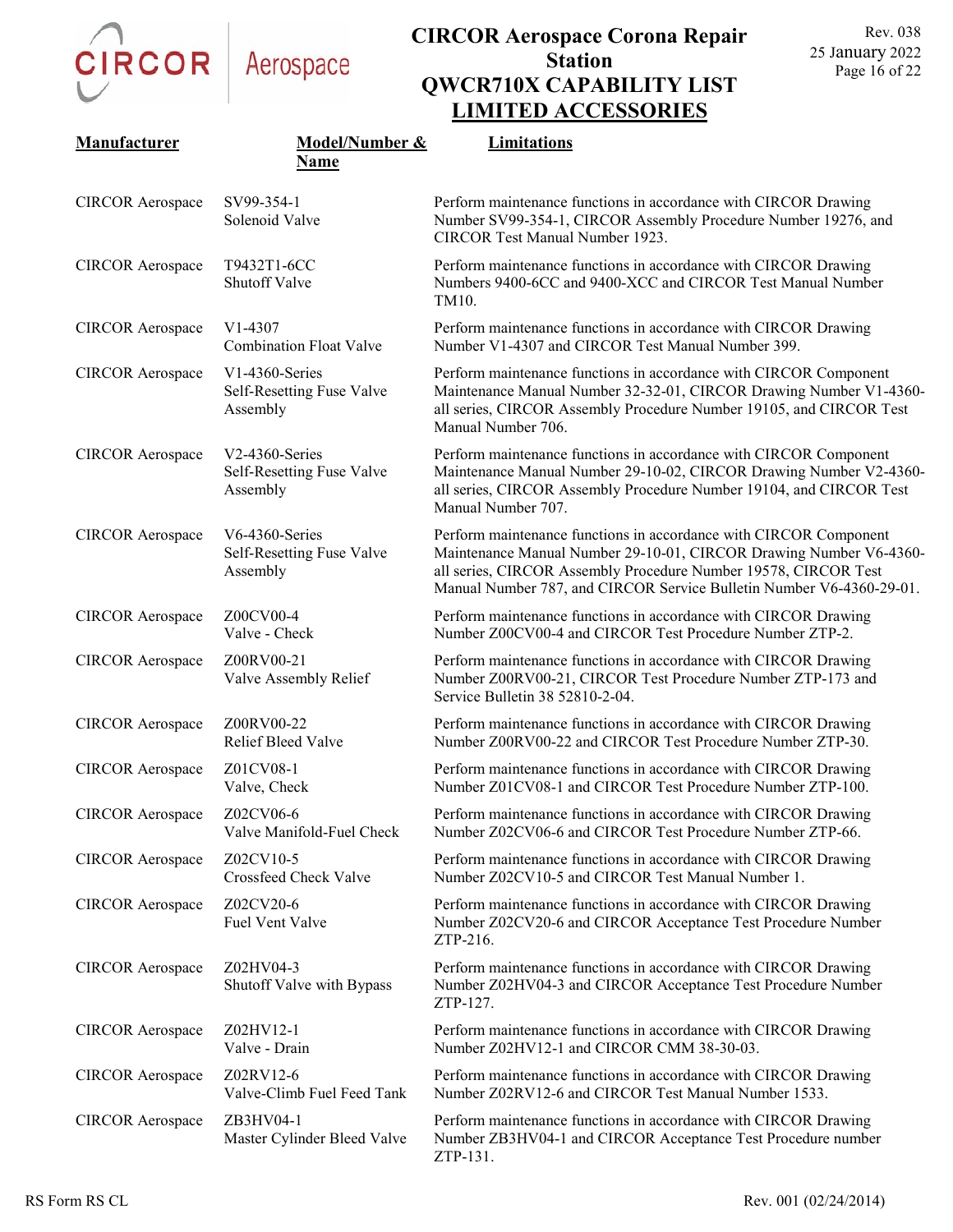# CIRCOR Aerospace Corona Repair Station

# QWCR710X CAPABILITY LIST

## LIMITED ACCESSORIES

| Manufacturer | Model/Number & Name | Limitations |
|---|---|---|
| CIRCOR Aerospace | SV99-354-1 Solenoid Valve | Perform maintenance functions in accordance with CIRCOR Drawing Number SV99-354-1, CIRCOR Assembly Procedure Number 19276, and CIRCOR Test Manual Number 1923. |
| CIRCOR Aerospace | T9432T1-6CC Shutoff Valve | Perform maintenance functions in accordance with CIRCOR Drawing Numbers 9400-6CC and 9400-XCC and CIRCOR Test Manual Number TM10. |
| CIRCOR Aerospace | V1-4307 Combination Float Valve | Perform maintenance functions in accordance with CIRCOR Drawing Number V1-4307 and CIRCOR Test Manual Number 399. |
| CIRCOR Aerospace | V1-4360-Series Self-Resetting Fuse Valve Assembly | Perform maintenance functions in accordance with CIRCOR Component Maintenance Manual Number 32-32-01, CIRCOR Drawing Number V1-4360-all series, CIRCOR Assembly Procedure Number 19105, and CIRCOR Test Manual Number 706. |
| CIRCOR Aerospace | V2-4360-Series Self-Resetting Fuse Valve Assembly | Perform maintenance functions in accordance with CIRCOR Component Maintenance Manual Number 29-10-02, CIRCOR Drawing Number V2-4360-all series, CIRCOR Assembly Procedure Number 19104, and CIRCOR Test Manual Number 707. |
| CIRCOR Aerospace | V6-4360-Series Self-Resetting Fuse Valve Assembly | Perform maintenance functions in accordance with CIRCOR Component Maintenance Manual Number 29-10-01, CIRCOR Drawing Number V6-4360-all series, CIRCOR Assembly Procedure Number 19578, CIRCOR Test Manual Number 787, and CIRCOR Service Bulletin Number V6-4360-29-01. |
| CIRCOR Aerospace | Z00CV00-4 Valve - Check | Perform maintenance functions in accordance with CIRCOR Drawing Number Z00CV00-4 and CIRCOR Test Procedure Number ZTP-2. |
| CIRCOR Aerospace | Z00RV00-21 Valve Assembly Relief | Perform maintenance functions in accordance with CIRCOR Drawing Number Z00RV00-21, CIRCOR Test Procedure Number ZTP-173 and Service Bulletin 38 52810-2-04. |
| CIRCOR Aerospace | Z00RV00-22 Relief Bleed Valve | Perform maintenance functions in accordance with CIRCOR Drawing Number Z00RV00-22 and CIRCOR Test Procedure Number ZTP-30. |
| CIRCOR Aerospace | Z01CV08-1 Valve, Check | Perform maintenance functions in accordance with CIRCOR Drawing Number Z01CV08-1 and CIRCOR Test Procedure Number ZTP-100. |
| CIRCOR Aerospace | Z02CV06-6 Valve Manifold-Fuel Check | Perform maintenance functions in accordance with CIRCOR Drawing Number Z02CV06-6 and CIRCOR Test Procedure Number ZTP-66. |
| CIRCOR Aerospace | Z02CV10-5 Crossfeed Check Valve | Perform maintenance functions in accordance with CIRCOR Drawing Number Z02CV10-5 and CIRCOR Test Manual Number 1. |
| CIRCOR Aerospace | Z02CV20-6 Fuel Vent Valve | Perform maintenance functions in accordance with CIRCOR Drawing Number Z02CV20-6 and CIRCOR Acceptance Test Procedure Number ZTP-216. |
| CIRCOR Aerospace | Z02HV04-3 Shutoff Valve with Bypass | Perform maintenance functions in accordance with CIRCOR Drawing Number Z02HV04-3 and CIRCOR Acceptance Test Procedure Number ZTP-127. |
| CIRCOR Aerospace | Z02HV12-1 Valve - Drain | Perform maintenance functions in accordance with CIRCOR Drawing Number Z02HV12-1 and CIRCOR CMM 38-30-03. |
| CIRCOR Aerospace | Z02RV12-6 Valve-Climb Fuel Feed Tank | Perform maintenance functions in accordance with CIRCOR Drawing Number Z02RV12-6 and CIRCOR Test Manual Number 1533. |
| CIRCOR Aerospace | ZB3HV04-1 Master Cylinder Bleed Valve | Perform maintenance functions in accordance with CIRCOR Drawing Number ZB3HV04-1 and CIRCOR Acceptance Test Procedure number ZTP-131. |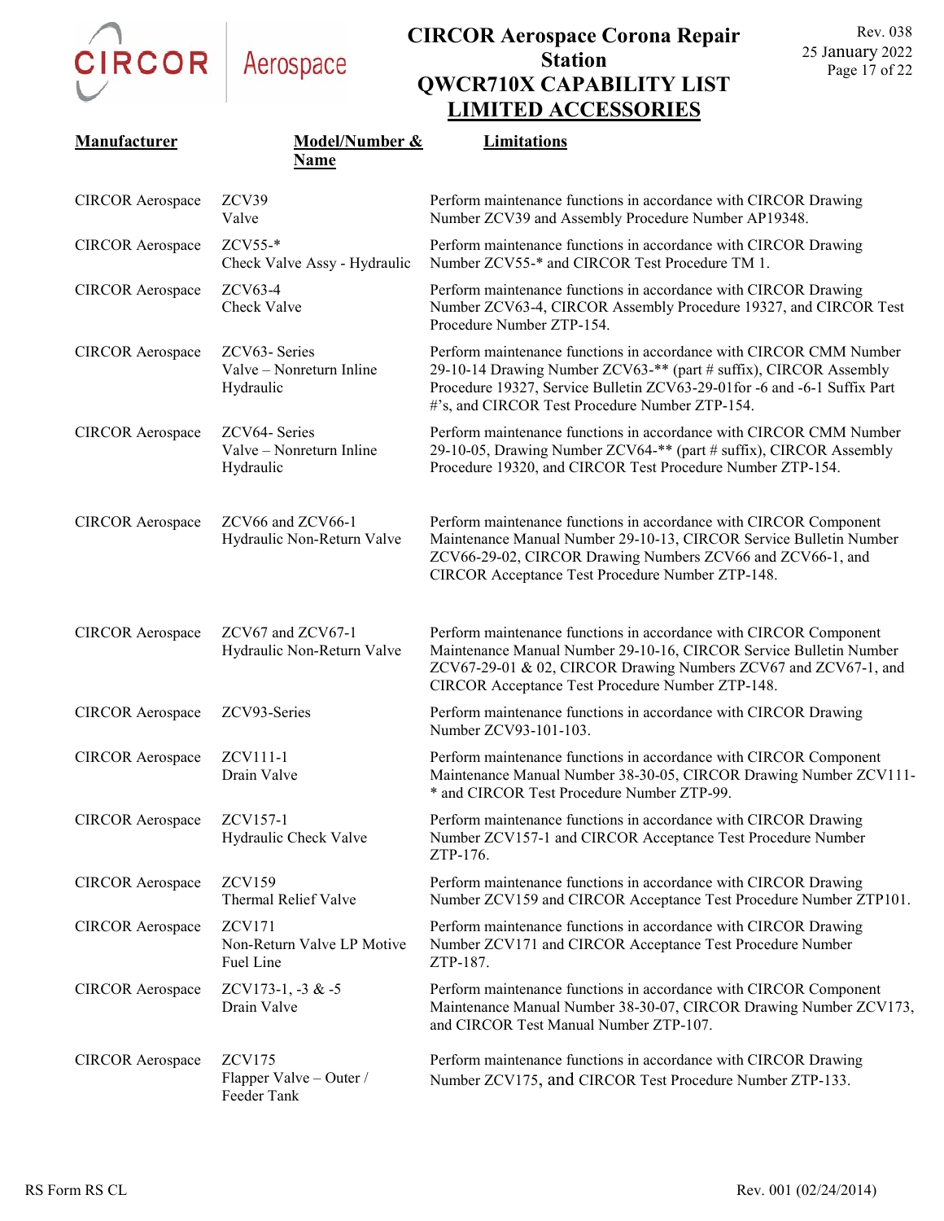# CIRCOR Aerospace Corona Repair Station
# QWCR710X CAPABILITY LIST
## LIMITED ACCESSORIES

| Manufacturer | Model/Number & Name | Limitations |
|---|---|---|
| CIRCOR Aerospace | ZCV39<br>Valve | Perform maintenance functions in accordance with CIRCOR Drawing Number ZCV39 and Assembly Procedure Number AP19348. |
| CIRCOR Aerospace | ZCV55-*<br>Check Valve Assy - Hydraulic | Perform maintenance functions in accordance with CIRCOR Drawing Number ZCV55-* and CIRCOR Test Procedure TM 1. |
| CIRCOR Aerospace | ZCV63-4<br>Check Valve | Perform maintenance functions in accordance with CIRCOR Drawing Number ZCV63-4, CIRCOR Assembly Procedure 19327, and CIRCOR Test Procedure Number ZTP-154. |
| CIRCOR Aerospace | ZCV63- Series<br>Valve – Nonreturn Inline Hydraulic | Perform maintenance functions in accordance with CIRCOR CMM Number 29-10-14 Drawing Number ZCV63-** (part # suffix), CIRCOR Assembly Procedure 19327, Service Bulletin ZCV63-29-01for -6 and -6-1 Suffix Part #'s, and CIRCOR Test Procedure Number ZTP-154. |
| CIRCOR Aerospace | ZCV64- Series<br>Valve – Nonreturn Inline Hydraulic | Perform maintenance functions in accordance with CIRCOR CMM Number 29-10-05, Drawing Number ZCV64-** (part # suffix), CIRCOR Assembly Procedure 19320, and CIRCOR Test Procedure Number ZTP-154. |
| CIRCOR Aerospace | ZCV66 and ZCV66-1<br>Hydraulic Non-Return Valve | Perform maintenance functions in accordance with CIRCOR Component Maintenance Manual Number 29-10-13, CIRCOR Service Bulletin Number ZCV66-29-02, CIRCOR Drawing Numbers ZCV66 and ZCV66-1, and CIRCOR Acceptance Test Procedure Number ZTP-148. |
| CIRCOR Aerospace | ZCV67 and ZCV67-1<br>Hydraulic Non-Return Valve | Perform maintenance functions in accordance with CIRCOR Component Maintenance Manual Number 29-10-16, CIRCOR Service Bulletin Number ZCV67-29-01 & 02, CIRCOR Drawing Numbers ZCV67 and ZCV67-1, and CIRCOR Acceptance Test Procedure Number ZTP-148. |
| CIRCOR Aerospace | ZCV93-Series | Perform maintenance functions in accordance with CIRCOR Drawing Number ZCV93-101-103. |
| CIRCOR Aerospace | ZCV111-1<br>Drain Valve | Perform maintenance functions in accordance with CIRCOR Component Maintenance Manual Number 38-30-05, CIRCOR Drawing Number ZCV111-* and CIRCOR Test Procedure Number ZTP-99. |
| CIRCOR Aerospace | ZCV157-1<br>Hydraulic Check Valve | Perform maintenance functions in accordance with CIRCOR Drawing Number ZCV157-1 and CIRCOR Acceptance Test Procedure Number ZTP-176. |
| CIRCOR Aerospace | ZCV159<br>Thermal Relief Valve | Perform maintenance functions in accordance with CIRCOR Drawing Number ZCV159 and CIRCOR Acceptance Test Procedure Number ZTP101. |
| CIRCOR Aerospace | ZCV171<br>Non-Return Valve LP Motive Fuel Line | Perform maintenance functions in accordance with CIRCOR Drawing Number ZCV171 and CIRCOR Acceptance Test Procedure Number ZTP-187. |
| CIRCOR Aerospace | ZCV173-1, -3 & -5<br>Drain Valve | Perform maintenance functions in accordance with CIRCOR Component Maintenance Manual Number 38-30-07, CIRCOR Drawing Number ZCV173, and CIRCOR Test Manual Number ZTP-107. |
| CIRCOR Aerospace | ZCV175<br>Flapper Valve – Outer / Feeder Tank | Perform maintenance functions in accordance with CIRCOR Drawing Number ZCV175, and CIRCOR Test Procedure Number ZTP-133. |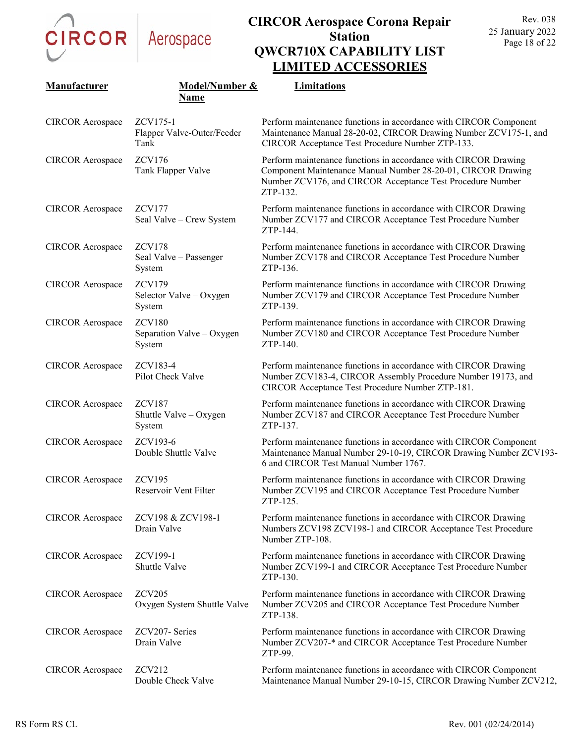| Manufacturer | Model/Number & Name | Limitations |
|---|---|---|
| CIRCOR Aerospace | ZCV175-1 Flapper Valve-Outer/Feeder Tank | Perform maintenance functions in accordance with CIRCOR Component Maintenance Manual 28-20-02, CIRCOR Drawing Number ZCV175-1, and CIRCOR Acceptance Test Procedure Number ZTP-133. |
| CIRCOR Aerospace | ZCV176 Tank Flapper Valve | Perform maintenance functions in accordance with CIRCOR Drawing Component Maintenance Manual Number 28-20-01, CIRCOR Drawing Number ZCV176, and CIRCOR Acceptance Test Procedure Number ZTP-132. |
| CIRCOR Aerospace | ZCV177 Seal Valve – Crew System | Perform maintenance functions in accordance with CIRCOR Drawing Number ZCV177 and CIRCOR Acceptance Test Procedure Number ZTP-144. |
| CIRCOR Aerospace | ZCV178 Seal Valve – Passenger System | Perform maintenance functions in accordance with CIRCOR Drawing Number ZCV178 and CIRCOR Acceptance Test Procedure Number ZTP-136. |
| CIRCOR Aerospace | ZCV179 Selector Valve – Oxygen System | Perform maintenance functions in accordance with CIRCOR Drawing Number ZCV179 and CIRCOR Acceptance Test Procedure Number ZTP-139. |
| CIRCOR Aerospace | ZCV180 Separation Valve – Oxygen System | Perform maintenance functions in accordance with CIRCOR Drawing Number ZCV180 and CIRCOR Acceptance Test Procedure Number ZTP-140. |
| CIRCOR Aerospace | ZCV183-4 Pilot Check Valve | Perform maintenance functions in accordance with CIRCOR Drawing Number ZCV183-4, CIRCOR Assembly Procedure Number 19173, and CIRCOR Acceptance Test Procedure Number ZTP-181. |
| CIRCOR Aerospace | ZCV187 Shuttle Valve – Oxygen System | Perform maintenance functions in accordance with CIRCOR Drawing Number ZCV187 and CIRCOR Acceptance Test Procedure Number ZTP-137. |
| CIRCOR Aerospace | ZCV193-6 Double Shuttle Valve | Perform maintenance functions in accordance with CIRCOR Component Maintenance Manual Number 29-10-19, CIRCOR Drawing Number ZCV193-6 and CIRCOR Test Manual Number 1767. |
| CIRCOR Aerospace | ZCV195 Reservoir Vent Filter | Perform maintenance functions in accordance with CIRCOR Drawing Number ZCV195 and CIRCOR Acceptance Test Procedure Number ZTP-125. |
| CIRCOR Aerospace | ZCV198 & ZCV198-1 Drain Valve | Perform maintenance functions in accordance with CIRCOR Drawing Numbers ZCV198 ZCV198-1 and CIRCOR Acceptance Test Procedure Number ZTP-108. |
| CIRCOR Aerospace | ZCV199-1 Shuttle Valve | Perform maintenance functions in accordance with CIRCOR Drawing Number ZCV199-1 and CIRCOR Acceptance Test Procedure Number ZTP-130. |
| CIRCOR Aerospace | ZCV205 Oxygen System Shuttle Valve | Perform maintenance functions in accordance with CIRCOR Drawing Number ZCV205 and CIRCOR Acceptance Test Procedure Number ZTP-138. |
| CIRCOR Aerospace | ZCV207- Series Drain Valve | Perform maintenance functions in accordance with CIRCOR Drawing Number ZCV207-* and CIRCOR Acceptance Test Procedure Number ZTP-99. |
| CIRCOR Aerospace | ZCV212 Double Check Valve | Perform maintenance functions in accordance with CIRCOR Component Maintenance Manual Number 29-10-15, CIRCOR Drawing Number ZCV212, |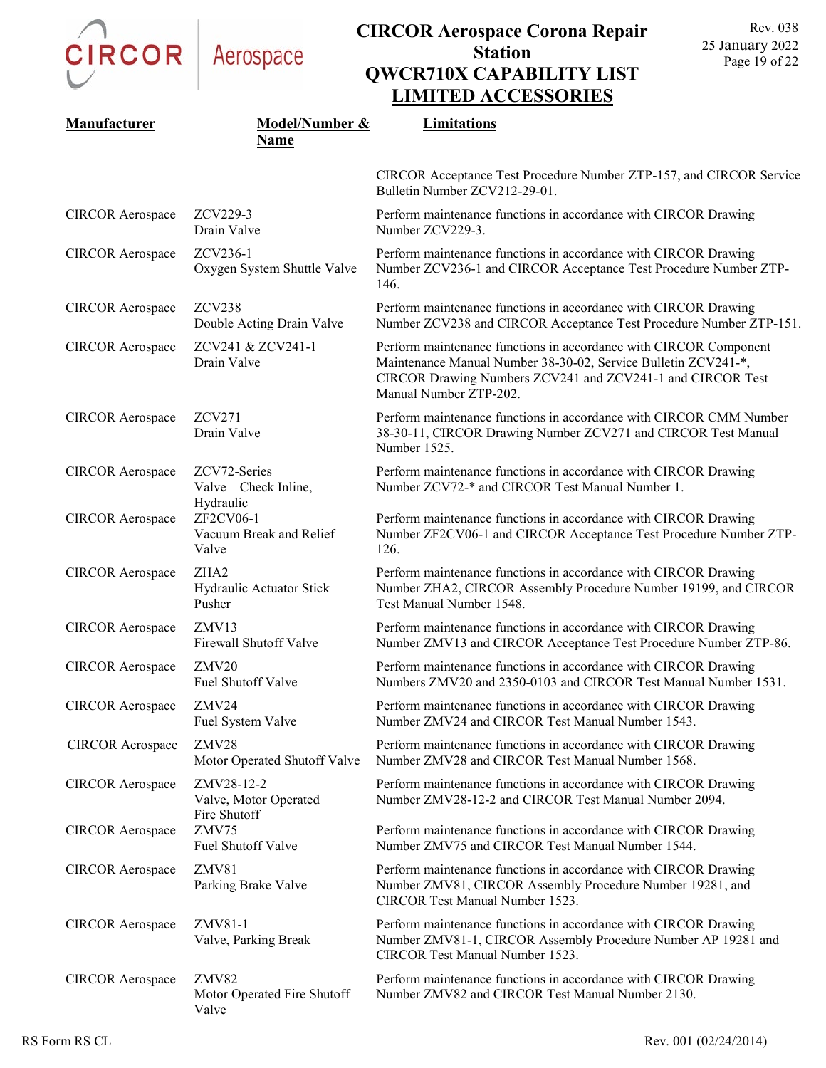| Manufacturer | Model/Number & Name | Limitations |
|---|---|---|
| | | CIRCOR Acceptance Test Procedure Number ZTP-157, and CIRCOR Service Bulletin Number ZCV212-29-01. |
| CIRCOR Aerospace | ZCV229-3 Drain Valve | Perform maintenance functions in accordance with CIRCOR Drawing Number ZCV229-3. |
| CIRCOR Aerospace | ZCV236-1 Oxygen System Shuttle Valve | Perform maintenance functions in accordance with CIRCOR Drawing Number ZCV236-1 and CIRCOR Acceptance Test Procedure Number ZTP-146. |
| CIRCOR Aerospace | ZCV238 Double Acting Drain Valve | Perform maintenance functions in accordance with CIRCOR Drawing Number ZCV238 and CIRCOR Acceptance Test Procedure Number ZTP-151. |
| CIRCOR Aerospace | ZCV241 & ZCV241-1 Drain Valve | Perform maintenance functions in accordance with CIRCOR Component Maintenance Manual Number 38-30-02, Service Bulletin ZCV241-*, CIRCOR Drawing Numbers ZCV241 and ZCV241-1 and CIRCOR Test Manual Number ZTP-202. |
| CIRCOR Aerospace | ZCV271 Drain Valve | Perform maintenance functions in accordance with CIRCOR CMM Number 38-30-11, CIRCOR Drawing Number ZCV271 and CIRCOR Test Manual Number 1525. |
| CIRCOR Aerospace | ZCV72-Series Valve – Check Inline, Hydraulic | Perform maintenance functions in accordance with CIRCOR Drawing Number ZCV72-* and CIRCOR Test Manual Number 1. |
| CIRCOR Aerospace | ZF2CV06-1 Vacuum Break and Relief Valve | Perform maintenance functions in accordance with CIRCOR Drawing Number ZF2CV06-1 and CIRCOR Acceptance Test Procedure Number ZTP-126. |
| CIRCOR Aerospace | ZHA2 Hydraulic Actuator Stick Pusher | Perform maintenance functions in accordance with CIRCOR Drawing Number ZHA2, CIRCOR Assembly Procedure Number 19199, and CIRCOR Test Manual Number 1548. |
| CIRCOR Aerospace | ZMV13 Firewall Shutoff Valve | Perform maintenance functions in accordance with CIRCOR Drawing Number ZMV13 and CIRCOR Acceptance Test Procedure Number ZTP-86. |
| CIRCOR Aerospace | ZMV20 Fuel Shutoff Valve | Perform maintenance functions in accordance with CIRCOR Drawing Numbers ZMV20 and 2350-0103 and CIRCOR Test Manual Number 1531. |
| CIRCOR Aerospace | ZMV24 Fuel System Valve | Perform maintenance functions in accordance with CIRCOR Drawing Number ZMV24 and CIRCOR Test Manual Number 1543. |
| CIRCOR Aerospace | ZMV28 Motor Operated Shutoff Valve | Perform maintenance functions in accordance with CIRCOR Drawing Number ZMV28 and CIRCOR Test Manual Number 1568. |
| CIRCOR Aerospace | ZMV28-12-2 Valve, Motor Operated Fire Shutoff | Perform maintenance functions in accordance with CIRCOR Drawing Number ZMV28-12-2 and CIRCOR Test Manual Number 2094. |
| CIRCOR Aerospace | ZMV75 Fuel Shutoff Valve | Perform maintenance functions in accordance with CIRCOR Drawing Number ZMV75 and CIRCOR Test Manual Number 1544. |
| CIRCOR Aerospace | ZMV81 Parking Brake Valve | Perform maintenance functions in accordance with CIRCOR Drawing Number ZMV81, CIRCOR Assembly Procedure Number 19281, and CIRCOR Test Manual Number 1523. |
| CIRCOR Aerospace | ZMV81-1 Valve, Parking Break | Perform maintenance functions in accordance with CIRCOR Drawing Number ZMV81-1, CIRCOR Assembly Procedure Number AP 19281 and CIRCOR Test Manual Number 1523. |
| CIRCOR Aerospace | ZMV82 Motor Operated Fire Shutoff Valve | Perform maintenance functions in accordance with CIRCOR Drawing Number ZMV82 and CIRCOR Test Manual Number 2130. |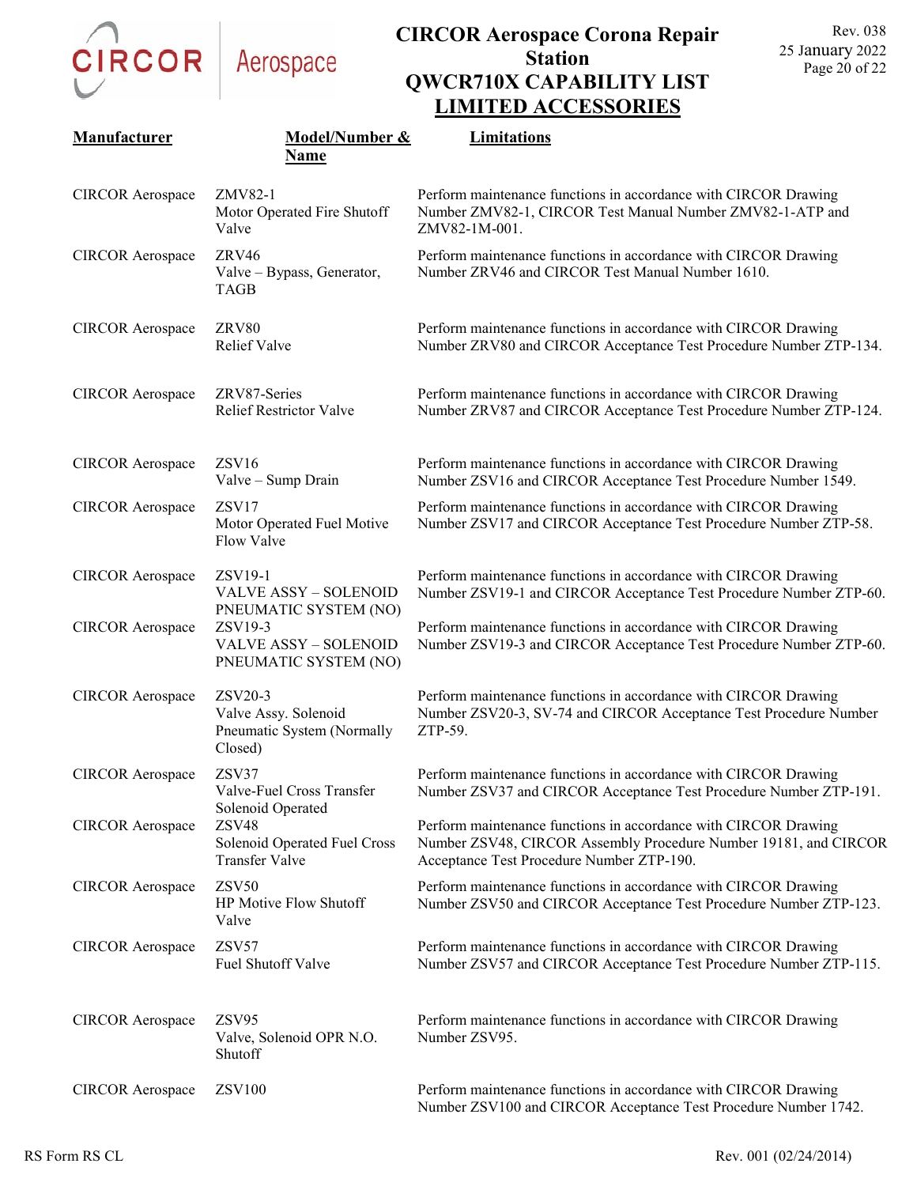# CIRCOR Aerospace Corona Repair Station
# QWCR710X CAPABILITY LIST
## LIMITED ACCESSORIES

| Manufacturer | Model/Number & Name | Limitations |
|---|---|---|
| CIRCOR Aerospace | ZMV82-1 Motor Operated Fire Shutoff Valve | Perform maintenance functions in accordance with CIRCOR Drawing Number ZMV82-1, CIRCOR Test Manual Number ZMV82-1-ATP and ZMV82-1M-001. |
| CIRCOR Aerospace | ZRV46 Valve – Bypass, Generator, TAGB | Perform maintenance functions in accordance with CIRCOR Drawing Number ZRV46 and CIRCOR Test Manual Number 1610. |
| CIRCOR Aerospace | ZRV80 Relief Valve | Perform maintenance functions in accordance with CIRCOR Drawing Number ZRV80 and CIRCOR Acceptance Test Procedure Number ZTP-134. |
| CIRCOR Aerospace | ZRV87-Series Relief Restrictor Valve | Perform maintenance functions in accordance with CIRCOR Drawing Number ZRV87 and CIRCOR Acceptance Test Procedure Number ZTP-124. |
| CIRCOR Aerospace | ZSV16 Valve – Sump Drain | Perform maintenance functions in accordance with CIRCOR Drawing Number ZSV16 and CIRCOR Acceptance Test Procedure Number 1549. |
| CIRCOR Aerospace | ZSV17 Motor Operated Fuel Motive Flow Valve | Perform maintenance functions in accordance with CIRCOR Drawing Number ZSV17 and CIRCOR Acceptance Test Procedure Number ZTP-58. |
| CIRCOR Aerospace | ZSV19-1 VALVE ASSY – SOLENOID PNEUMATIC SYSTEM (NO) | Perform maintenance functions in accordance with CIRCOR Drawing Number ZSV19-1 and CIRCOR Acceptance Test Procedure Number ZTP-60. |
| CIRCOR Aerospace | ZSV19-3 VALVE ASSY – SOLENOID PNEUMATIC SYSTEM (NO) | Perform maintenance functions in accordance with CIRCOR Drawing Number ZSV19-3 and CIRCOR Acceptance Test Procedure Number ZTP-60. |
| CIRCOR Aerospace | ZSV20-3 Valve Assy. Solenoid Pneumatic System (Normally Closed) | Perform maintenance functions in accordance with CIRCOR Drawing Number ZSV20-3, SV-74 and CIRCOR Acceptance Test Procedure Number ZTP-59. |
| CIRCOR Aerospace | ZSV37 Valve-Fuel Cross Transfer Solenoid Operated | Perform maintenance functions in accordance with CIRCOR Drawing Number ZSV37 and CIRCOR Acceptance Test Procedure Number ZTP-191. |
| CIRCOR Aerospace | ZSV48 Solenoid Operated Fuel Cross Transfer Valve | Perform maintenance functions in accordance with CIRCOR Drawing Number ZSV48, CIRCOR Assembly Procedure Number 19181, and CIRCOR Acceptance Test Procedure Number ZTP-190. |
| CIRCOR Aerospace | ZSV50 HP Motive Flow Shutoff Valve | Perform maintenance functions in accordance with CIRCOR Drawing Number ZSV50 and CIRCOR Acceptance Test Procedure Number ZTP-123. |
| CIRCOR Aerospace | ZSV57 Fuel Shutoff Valve | Perform maintenance functions in accordance with CIRCOR Drawing Number ZSV57 and CIRCOR Acceptance Test Procedure Number ZTP-115. |
| CIRCOR Aerospace | ZSV95 Valve, Solenoid OPR N.O. Shutoff | Perform maintenance functions in accordance with CIRCOR Drawing Number ZSV95. |
| CIRCOR Aerospace | ZSV100 | Perform maintenance functions in accordance with CIRCOR Drawing Number ZSV100 and CIRCOR Acceptance Test Procedure Number 1742. |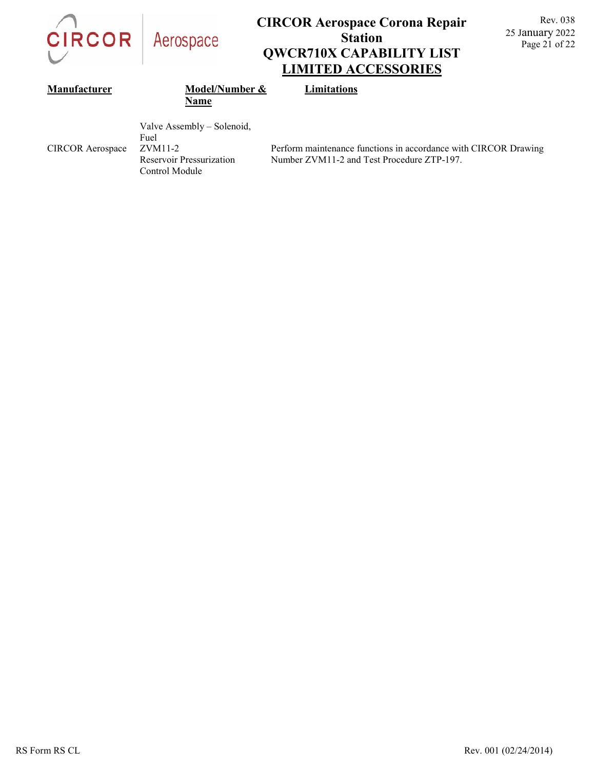# CIRCOR Aerospace Corona Repair Station
## QWCR710X CAPABILITY LIST
## LIMITED ACCESSORIES

| Manufacturer | Model/Number & Name | Limitations |
|---|---|---|
| CIRCOR Aerospace | Valve Assembly – Solenoid, Fuel ZVM11-2 Reservoir Pressurization Control Module | Perform maintenance functions in accordance with CIRCOR Drawing Number ZVM11-2 and Test Procedure ZTP-197. |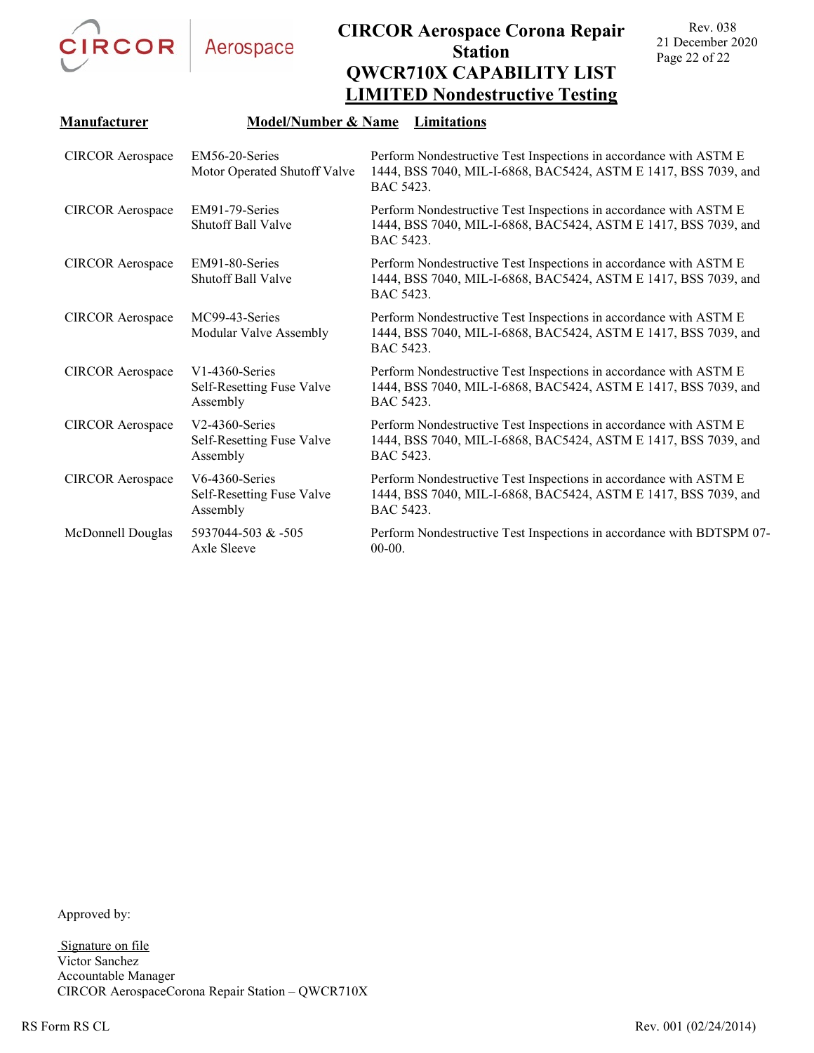# CIRCOR Aerospace Corona Repair Station

## QWCR710X CAPABILITY LIST

## LIMITED Nondestructive Testing

| Manufacturer | Model/Number & Name | Limitations |
|---|---|---|
| CIRCOR Aerospace | EM56-20-Series Motor Operated Shutoff Valve | Perform Nondestructive Test Inspections in accordance with ASTM E 1444, BSS 7040, MIL-I-6868, BAC5424, ASTM E 1417, BSS 7039, and BAC 5423. |
| CIRCOR Aerospace | EM91-79-Series Shutoff Ball Valve | Perform Nondestructive Test Inspections in accordance with ASTM E 1444, BSS 7040, MIL-I-6868, BAC5424, ASTM E 1417, BSS 7039, and BAC 5423. |
| CIRCOR Aerospace | EM91-80-Series Shutoff Ball Valve | Perform Nondestructive Test Inspections in accordance with ASTM E 1444, BSS 7040, MIL-I-6868, BAC5424, ASTM E 1417, BSS 7039, and BAC 5423. |
| CIRCOR Aerospace | MC99-43-Series Modular Valve Assembly | Perform Nondestructive Test Inspections in accordance with ASTM E 1444, BSS 7040, MIL-I-6868, BAC5424, ASTM E 1417, BSS 7039, and BAC 5423. |
| CIRCOR Aerospace | V1-4360-Series Self-Resetting Fuse Valve Assembly | Perform Nondestructive Test Inspections in accordance with ASTM E 1444, BSS 7040, MIL-I-6868, BAC5424, ASTM E 1417, BSS 7039, and BAC 5423. |
| CIRCOR Aerospace | V2-4360-Series Self-Resetting Fuse Valve Assembly | Perform Nondestructive Test Inspections in accordance with ASTM E 1444, BSS 7040, MIL-I-6868, BAC5424, ASTM E 1417, BSS 7039, and BAC 5423. |
| CIRCOR Aerospace | V6-4360-Series Self-Resetting Fuse Valve Assembly | Perform Nondestructive Test Inspections in accordance with ASTM E 1444, BSS 7040, MIL-I-6868, BAC5424, ASTM E 1417, BSS 7039, and BAC 5423. |
| McDonnell Douglas | 5937044-503 & -505 Axle Sleeve | Perform Nondestructive Test Inspections in accordance with BDTSPM 07-00-00. |

Approved by:

Signature on file
Victor Sanchez
Accountable Manager
CIRCOR AerospaceCorona Repair Station – QWCR710X